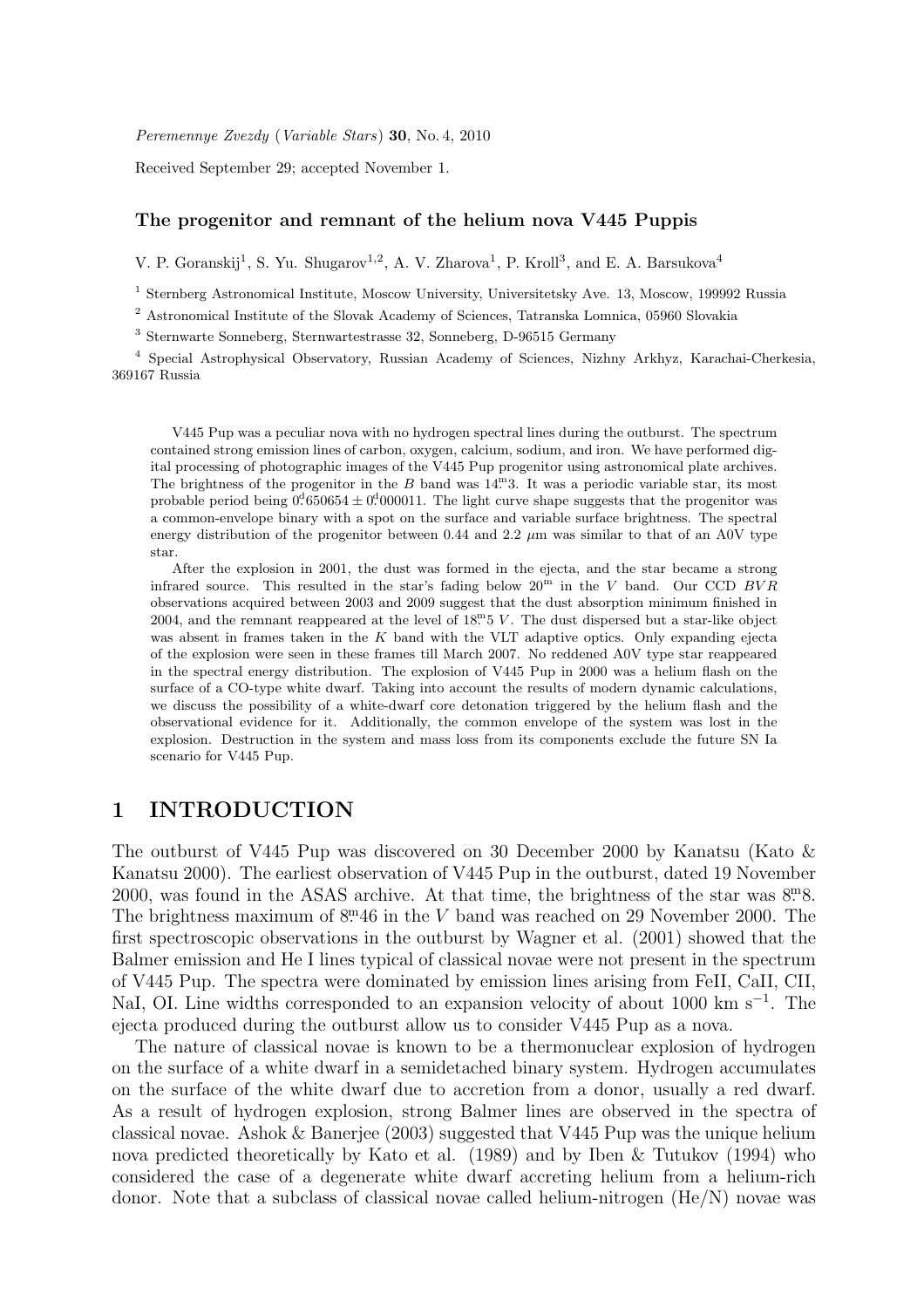*Peremennye Zvezdy* (*Variable Stars*) **30**, No. 4, 2010

Received September 29; accepted November 1.

## The progenitor and remnant of the helium nova V445 Puppis

V. P. Goranskij[1], S. Yu. Shugarov[1,2], A. V. Zharova[1], P. Kroll[3], and E. A. Barsukova[4]

[1] Sternberg Astronomical Institute, Moscow University, Universitetsky Ave. 13, Moscow, 199992 Russia

[2] Astronomical Institute of the Slovak Academy of Sciences, Tatranska Lomnica, 05960 Slovakia

[3] Sternwarte Sonneberg, Sternwartestrasse 32, Sonneberg, D-96515 Germany

[4] Special Astrophysical Observatory, Russian Academy of Sciences, Nizhny Arkhyz, Karachai-Cherkesia, 369167 Russia

V445 Pup was a peculiar nova with no hydrogen spectral lines during the outburst. The spectrum contained strong emission lines of carbon, oxygen, calcium, sodium, and iron. We have performed digital processing of photographic images of the V445 Pup progenitor using astronomical plate archives. The brightness of the progenitor in the $B$ band was $14^{\mathrm{m}}3$. It was a periodic variable star, its most probable period being $0^{\mathrm{d}}650654 \pm 0^{\mathrm{d}}000011$. The light curve shape suggests that the progenitor was a common-envelope binary with a spot on the surface and variable surface brightness. The spectral energy distribution of the progenitor between 0.44 and 2.2 $\mu$m was similar to that of an A0V type star.

After the explosion in 2001, the dust was formed in the ejecta, and the star became a strong infrared source. This resulted in the star's fading below $20^{\mathrm{m}}$ in the $V$ band. Our CCD $BVR$ observations acquired between 2003 and 2009 suggest that the dust absorption minimum finished in 2004, and the remnant reappeared at the level of $18^{\mathrm{m}}5$ $V$. The dust dispersed but a star-like object was absent in frames taken in the $K$ band with the VLT adaptive optics. Only expanding ejecta of the explosion were seen in these frames till March 2007. No reddened A0V type star reappeared in the spectral energy distribution. The explosion of V445 Pup in 2000 was a helium flash on the surface of a CO-type white dwarf. Taking into account the results of modern dynamic calculations, we discuss the possibility of a white-dwarf core detonation triggered by the helium flash and the observational evidence for it. Additionally, the common envelope of the system was lost in the explosion. Destruction in the system and mass loss from its components exclude the future SN Ia scenario for V445 Pup.

# 1 INTRODUCTION

The outburst of V445 Pup was discovered on 30 December 2000 by Kanatsu (Kato & Kanatsu 2000). The earliest observation of V445 Pup in the outburst, dated 19 November 2000, was found in the ASAS archive. At that time, the brightness of the star was $8^{\mathrm{m}}8$. The brightness maximum of $8^{\mathrm{m}}46$ in the $V$ band was reached on 29 November 2000. The first spectroscopic observations in the outburst by Wagner et al. (2001) showed that the Balmer emission and He I lines typical of classical novae were not present in the spectrum of V445 Pup. The spectra were dominated by emission lines arising from FeII, CaII, CII, NaI, OI. Line widths corresponded to an expansion velocity of about 1000 km s$^{-1}$. The ejecta produced during the outburst allow us to consider V445 Pup as a nova.

The nature of classical novae is known to be a thermonuclear explosion of hydrogen on the surface of a white dwarf in a semidetached binary system. Hydrogen accumulates on the surface of the white dwarf due to accretion from a donor, usually a red dwarf. As a result of hydrogen explosion, strong Balmer lines are observed in the spectra of classical novae. Ashok & Banerjee (2003) suggested that V445 Pup was the unique helium nova predicted theoretically by Kato et al. (1989) and by Iben & Tutukov (1994) who considered the case of a degenerate white dwarf accreting helium from a helium-rich donor. Note that a subclass of classical novae called helium-nitrogen (He/N) novae was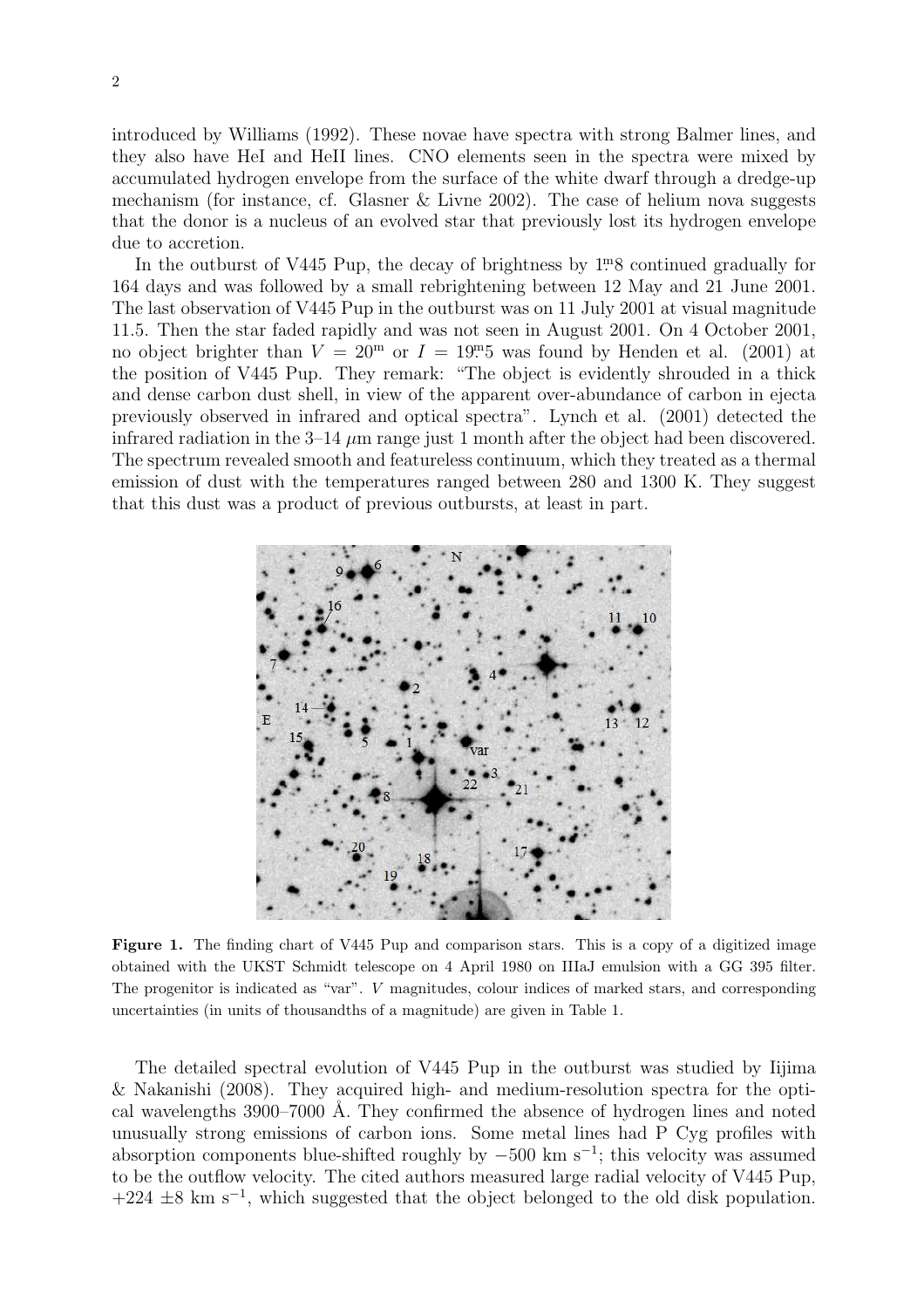introduced by Williams (1992). These novae have spectra with strong Balmer lines, and they also have HeI and HeII lines. CNO elements seen in the spectra were mixed by accumulated hydrogen envelope from the surface of the white dwarf through a dredge-up mechanism (for instance, cf. Glasner & Livne 2002). The case of helium nova suggests that the donor is a nucleus of an evolved star that previously lost its hydrogen envelope due to accretion.

In the outburst of V445 Pup, the decay of brightness by $1\overset{\mathrm{m}}{.}8$ continued gradually for 164 days and was followed by a small rebrightening between 12 May and 21 June 2001. The last observation of V445 Pup in the outburst was on 11 July 2001 at visual magnitude 11.5. Then the star faded rapidly and was not seen in August 2001. On 4 October 2001, no object brighter than $V = 20^{\mathrm{m}}$ or $I = 19\overset{\mathrm{m}}{.}5$ was found by Henden et al. (2001) at the position of V445 Pup. They remark: "The object is evidently shrouded in a thick and dense carbon dust shell, in view of the apparent over-abundance of carbon in ejecta previously observed in infrared and optical spectra". Lynch et al. (2001) detected the infrared radiation in the 3–14 $\mu$m range just 1 month after the object had been discovered. The spectrum revealed smooth and featureless continuum, which they treated as a thermal emission of dust with the temperatures ranged between 280 and 1300 K. They suggest that this dust was a product of previous outbursts, at least in part.

**Figure 1.** The finding chart of V445 Pup and comparison stars. This is a copy of a digitized image obtained with the UKST Schmidt telescope on 4 April 1980 on IIIaJ emulsion with a GG 395 filter. The progenitor is indicated as "var". $V$ magnitudes, colour indices of marked stars, and corresponding uncertainties (in units of thousandths of a magnitude) are given in Table 1.

The detailed spectral evolution of V445 Pup in the outburst was studied by Iijima & Nakanishi (2008). They acquired high- and medium-resolution spectra for the optical wavelengths 3900–7000 Å. They confirmed the absence of hydrogen lines and noted unusually strong emissions of carbon ions. Some metal lines had P Cyg profiles with absorption components blue-shifted roughly by $-500$ km s$^{-1}$; this velocity was assumed to be the outflow velocity. The cited authors measured large radial velocity of V445 Pup, $+224 \pm 8$ km s$^{-1}$, which suggested that the object belonged to the old disk population.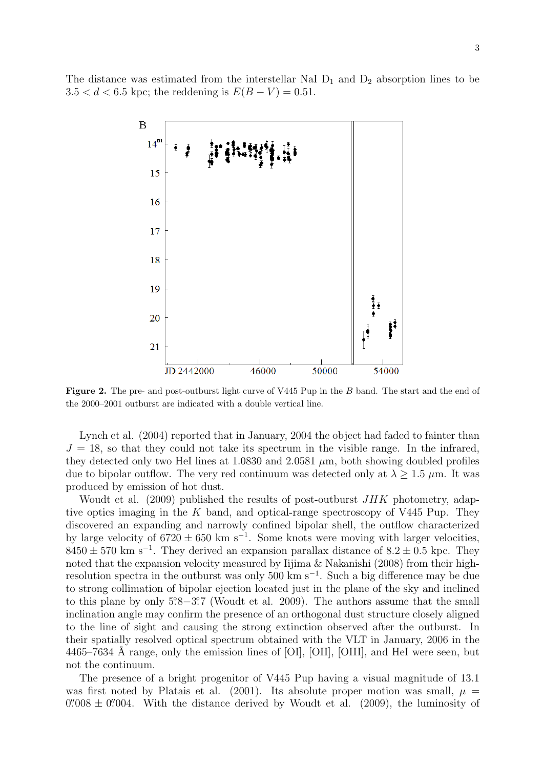The distance was estimated from the interstellar NaI $D_1$ and $D_2$ absorption lines to be $3.5 < d < 6.5$ kpc; the reddening is $E(B-V) = 0.51$.

**Figure 2.** The pre- and post-outburst light curve of V445 Pup in the $B$ band. The start and the end of the 2000–2001 outburst are indicated with a double vertical line.

Lynch et al. (2004) reported that in January, 2004 the object had faded to fainter than $J = 18$, so that they could not take its spectrum in the visible range. In the infrared, they detected only two HeI lines at 1.0830 and 2.0581 $\mu$m, both showing doubled profiles due to bipolar outflow. The very red continuum was detected only at $\lambda \geq 1.5$ $\mu$m. It was produced by emission of hot dust.

Woudt et al. (2009) published the results of post-outburst $JHK$ photometry, adaptive optics imaging in the $K$ band, and optical-range spectroscopy of V445 Pup. They discovered an expanding and narrowly confined bipolar shell, the outflow characterized by large velocity of $6720 \pm 650$ km s$^{-1}$. Some knots were moving with larger velocities, $8450 \pm 570$ km s$^{-1}$. They derived an expansion parallax distance of $8.2 \pm 0.5$ kpc. They noted that the expansion velocity measured by Iijima & Nakanishi (2008) from their high-resolution spectra in the outburst was only 500 km s$^{-1}$. Such a big difference may be due to strong collimation of bipolar ejection located just in the plane of the sky and inclined to this plane by only $5.^\circ8 - 3.^\circ7$ (Woudt et al. 2009). The authors assume that the small inclination angle may confirm the presence of an orthogonal dust structure closely aligned to the line of sight and causing the strong extinction observed after the outburst. In their spatially resolved optical spectrum obtained with the VLT in January, 2006 in the 4465–7634 Å range, only the emission lines of [OI], [OII], [OIII], and HeI were seen, but not the continuum.

The presence of a bright progenitor of V445 Pup having a visual magnitude of 13.1 was first noted by Platais et al. (2001). Its absolute proper motion was small, $\mu = 0.''008 \pm 0.''004$. With the distance derived by Woudt et al. (2009), the luminosity of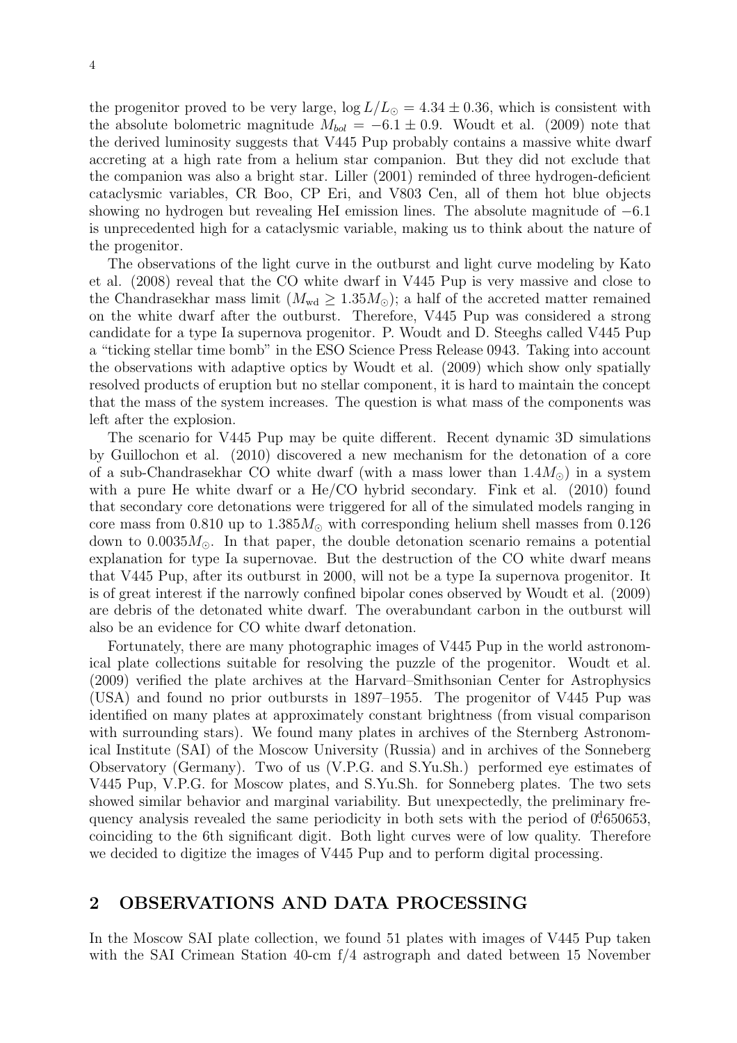the progenitor proved to be very large, $\log L/L_{\odot} = 4.34 \pm 0.36$, which is consistent with the absolute bolometric magnitude $M_{bol} = -6.1 \pm 0.9$. Woudt et al. (2009) note that the derived luminosity suggests that V445 Pup probably contains a massive white dwarf accreting at a high rate from a helium star companion. But they did not exclude that the companion was also a bright star. Liller (2001) reminded of three hydrogen-deficient cataclysmic variables, CR Boo, CP Eri, and V803 Cen, all of them hot blue objects showing no hydrogen but revealing HeI emission lines. The absolute magnitude of $-6.1$ is unprecedented high for a cataclysmic variable, making us to think about the nature of the progenitor.

The observations of the light curve in the outburst and light curve modeling by Kato et al. (2008) reveal that the CO white dwarf in V445 Pup is very massive and close to the Chandrasekhar mass limit ($M_{\rm wd} \geq 1.35 M_{\odot}$); a half of the accreted matter remained on the white dwarf after the outburst. Therefore, V445 Pup was considered a strong candidate for a type Ia supernova progenitor. P. Woudt and D. Steeghs called V445 Pup a "ticking stellar time bomb" in the ESO Science Press Release 0943. Taking into account the observations with adaptive optics by Woudt et al. (2009) which show only spatially resolved products of eruption but no stellar component, it is hard to maintain the concept that the mass of the system increases. The question is what mass of the components was left after the explosion.

The scenario for V445 Pup may be quite different. Recent dynamic 3D simulations by Guillochon et al. (2010) discovered a new mechanism for the detonation of a core of a sub-Chandrasekhar CO white dwarf (with a mass lower than $1.4 M_{\odot}$) in a system with a pure He white dwarf or a He/CO hybrid secondary. Fink et al. (2010) found that secondary core detonations were triggered for all of the simulated models ranging in core mass from 0.810 up to $1.385 M_{\odot}$ with corresponding helium shell masses from 0.126 down to $0.0035 M_{\odot}$. In that paper, the double detonation scenario remains a potential explanation for type Ia supernovae. But the destruction of the CO white dwarf means that V445 Pup, after its outburst in 2000, will not be a type Ia supernova progenitor. It is of great interest if the narrowly confined bipolar cones observed by Woudt et al. (2009) are debris of the detonated white dwarf. The overabundant carbon in the outburst will also be an evidence for CO white dwarf detonation.

Fortunately, there are many photographic images of V445 Pup in the world astronomical plate collections suitable for resolving the puzzle of the progenitor. Woudt et al. (2009) verified the plate archives at the Harvard–Smithsonian Center for Astrophysics (USA) and found no prior outbursts in 1897–1955. The progenitor of V445 Pup was identified on many plates at approximately constant brightness (from visual comparison with surrounding stars). We found many plates in archives of the Sternberg Astronomical Institute (SAI) of the Moscow University (Russia) and in archives of the Sonneberg Observatory (Germany). Two of us (V.P.G. and S.Yu.Sh.) performed eye estimates of V445 Pup, V.P.G. for Moscow plates, and S.Yu.Sh. for Sonneberg plates. The two sets showed similar behavior and marginal variability. But unexpectedly, the preliminary frequency analysis revealed the same periodicity in both sets with the period of $0\overset{\rm d}{.}650653$, coinciding to the 6th significant digit. Both light curves were of low quality. Therefore we decided to digitize the images of V445 Pup and to perform digital processing.

## 2 OBSERVATIONS AND DATA PROCESSING

In the Moscow SAI plate collection, we found 51 plates with images of V445 Pup taken with the SAI Crimean Station 40-cm f/4 astrograph and dated between 15 November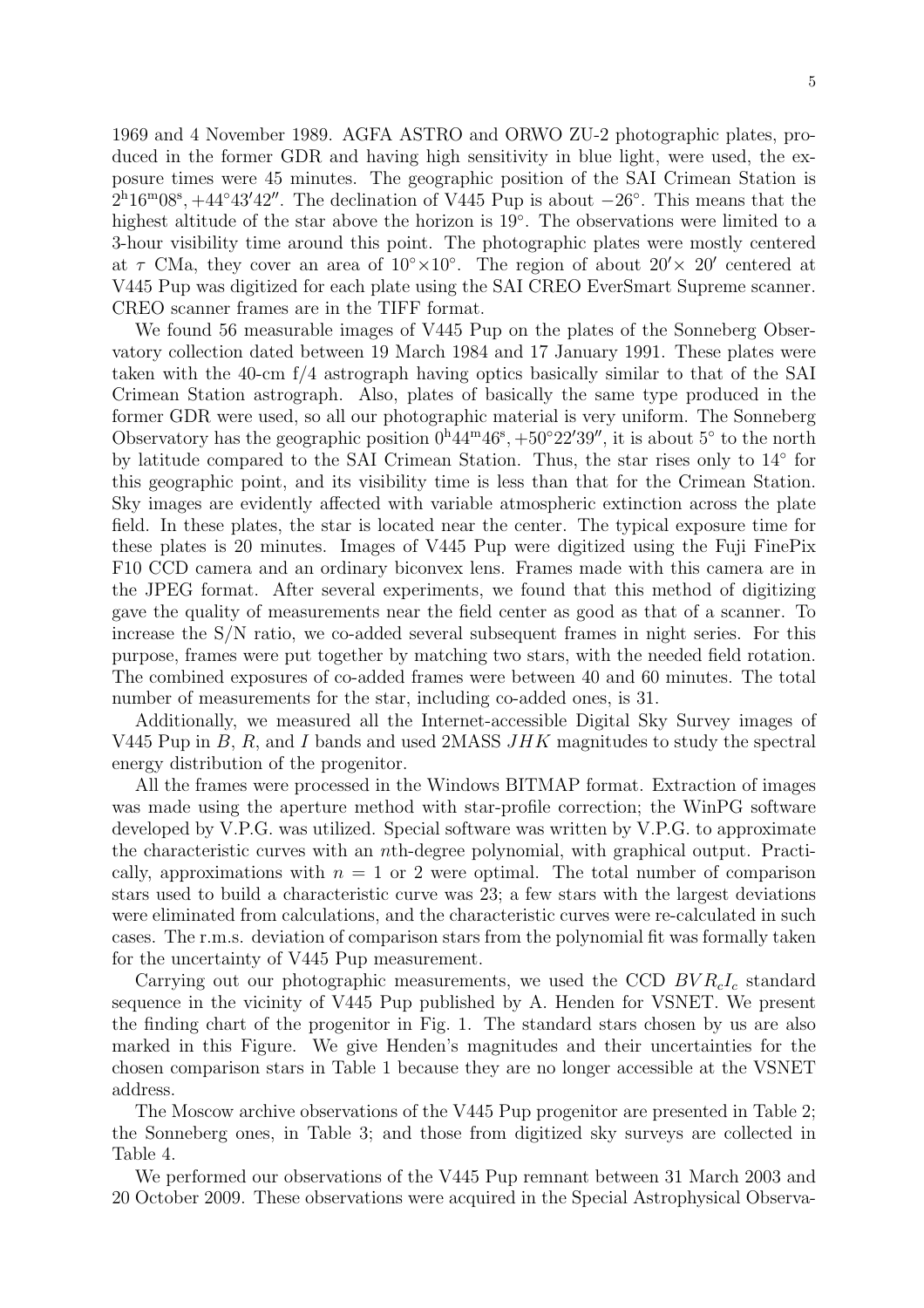1969 and 4 November 1989. AGFA ASTRO and ORWO ZU-2 photographic plates, produced in the former GDR and having high sensitivity in blue light, were used, the exposure times were 45 minutes. The geographic position of the SAI Crimean Station is $2^{\rm h}16^{\rm m}08^{\rm s}, +44^\circ43'42''$. The declination of V445 Pup is about $-26^\circ$. This means that the highest altitude of the star above the horizon is $19^\circ$. The observations were limited to a 3-hour visibility time around this point. The photographic plates were mostly centered at $\tau$ CMa, they cover an area of $10^\circ\times10^\circ$. The region of about $20'\times\ 20'$ centered at V445 Pup was digitized for each plate using the SAI CREO EverSmart Supreme scanner. CREO scanner frames are in the TIFF format.

We found 56 measurable images of V445 Pup on the plates of the Sonneberg Observatory collection dated between 19 March 1984 and 17 January 1991. These plates were taken with the 40-cm f/4 astrograph having optics basically similar to that of the SAI Crimean Station astrograph. Also, plates of basically the same type produced in the former GDR were used, so all our photographic material is very uniform. The Sonneberg Observatory has the geographic position $0^{\rm h}44^{\rm m}46^{\rm s}, +50^\circ22'39''$, it is about $5^\circ$ to the north by latitude compared to the SAI Crimean Station. Thus, the star rises only to $14^\circ$ for this geographic point, and its visibility time is less than that for the Crimean Station. Sky images are evidently affected with variable atmospheric extinction across the plate field. In these plates, the star is located near the center. The typical exposure time for these plates is 20 minutes. Images of V445 Pup were digitized using the Fuji FinePix F10 CCD camera and an ordinary biconvex lens. Frames made with this camera are in the JPEG format. After several experiments, we found that this method of digitizing gave the quality of measurements near the field center as good as that of a scanner. To increase the S/N ratio, we co-added several subsequent frames in night series. For this purpose, frames were put together by matching two stars, with the needed field rotation. The combined exposures of co-added frames were between 40 and 60 minutes. The total number of measurements for the star, including co-added ones, is 31.

Additionally, we measured all the Internet-accessible Digital Sky Survey images of V445 Pup in $B$, $R$, and $I$ bands and used 2MASS $JHK$ magnitudes to study the spectral energy distribution of the progenitor.

All the frames were processed in the Windows BITMAP format. Extraction of images was made using the aperture method with star-profile correction; the WinPG software developed by V.P.G. was utilized. Special software was written by V.P.G. to approximate the characteristic curves with an $n$th-degree polynomial, with graphical output. Practically, approximations with $n = 1$ or 2 were optimal. The total number of comparison stars used to build a characteristic curve was 23; a few stars with the largest deviations were eliminated from calculations, and the characteristic curves were re-calculated in such cases. The r.m.s. deviation of comparison stars from the polynomial fit was formally taken for the uncertainty of V445 Pup measurement.

Carrying out our photographic measurements, we used the CCD $BVR_cI_c$ standard sequence in the vicinity of V445 Pup published by A. Henden for VSNET. We present the finding chart of the progenitor in Fig. 1. The standard stars chosen by us are also marked in this Figure. We give Henden's magnitudes and their uncertainties for the chosen comparison stars in Table 1 because they are no longer accessible at the VSNET address.

The Moscow archive observations of the V445 Pup progenitor are presented in Table 2; the Sonneberg ones, in Table 3; and those from digitized sky surveys are collected in Table 4.

We performed our observations of the V445 Pup remnant between 31 March 2003 and 20 October 2009. These observations were acquired in the Special Astrophysical Observa-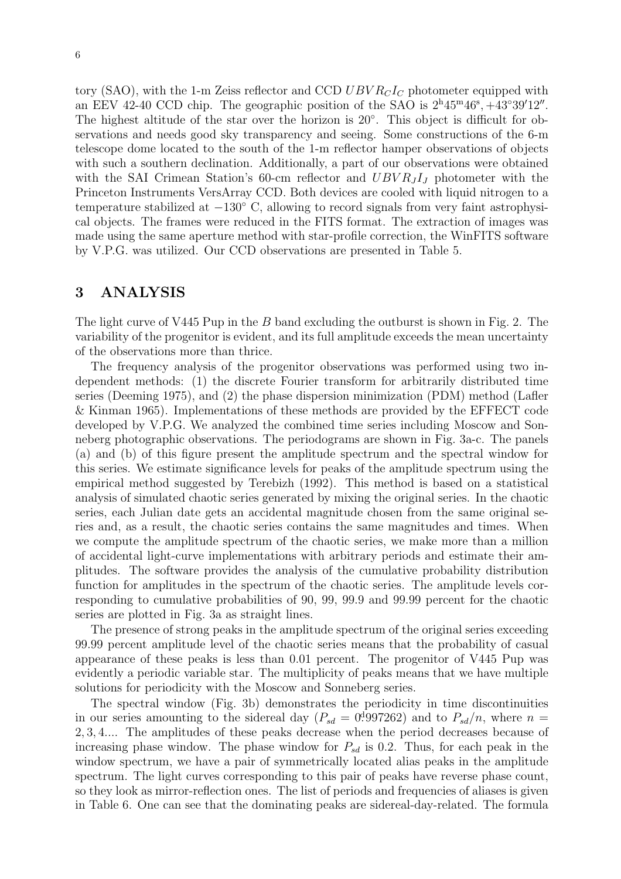tory (SAO), with the 1-m Zeiss reflector and CCD $UBVR_CI_C$ photometer equipped with an EEV 42-40 CCD chip. The geographic position of the SAO is $2^h45^m46^s, +43°39'12''$. The highest altitude of the star over the horizon is 20°. This object is difficult for observations and needs good sky transparency and seeing. Some constructions of the 6-m telescope dome located to the south of the 1-m reflector hamper observations of objects with such a southern declination. Additionally, a part of our observations were obtained with the SAI Crimean Station's 60-cm reflector and $UBVR_JI_J$ photometer with the Princeton Instruments VersArray CCD. Both devices are cooled with liquid nitrogen to a temperature stabilized at −130° C, allowing to record signals from very faint astrophysical objects. The frames were reduced in the FITS format. The extraction of images was made using the same aperture method with star-profile correction, the WinFITS software by V.P.G. was utilized. Our CCD observations are presented in Table 5.

## 3 ANALYSIS

The light curve of V445 Pup in the $B$ band excluding the outburst is shown in Fig. 2. The variability of the progenitor is evident, and its full amplitude exceeds the mean uncertainty of the observations more than thrice.

The frequency analysis of the progenitor observations was performed using two independent methods: (1) the discrete Fourier transform for arbitrarily distributed time series (Deeming 1975), and (2) the phase dispersion minimization (PDM) method (Lafler & Kinman 1965). Implementations of these methods are provided by the EFFECT code developed by V.P.G. We analyzed the combined time series including Moscow and Sonneberg photographic observations. The periodograms are shown in Fig. 3a-c. The panels (a) and (b) of this figure present the amplitude spectrum and the spectral window for this series. We estimate significance levels for peaks of the amplitude spectrum using the empirical method suggested by Terebizh (1992). This method is based on a statistical analysis of simulated chaotic series generated by mixing the original series. In the chaotic series, each Julian date gets an accidental magnitude chosen from the same original series and, as a result, the chaotic series contains the same magnitudes and times. When we compute the amplitude spectrum of the chaotic series, we make more than a million of accidental light-curve implementations with arbitrary periods and estimate their amplitudes. The software provides the analysis of the cumulative probability distribution function for amplitudes in the spectrum of the chaotic series. The amplitude levels corresponding to cumulative probabilities of 90, 99, 99.9 and 99.99 percent for the chaotic series are plotted in Fig. 3a as straight lines.

The presence of strong peaks in the amplitude spectrum of the original series exceeding 99.99 percent amplitude level of the chaotic series means that the probability of casual appearance of these peaks is less than 0.01 percent. The progenitor of V445 Pup was evidently a periodic variable star. The multiplicity of peaks means that we have multiple solutions for periodicity with the Moscow and Sonneberg series.

The spectral window (Fig. 3b) demonstrates the periodicity in time discontinuities in our series amounting to the sidereal day ($P_{sd} = 0^d\!.997262$) and to $P_{sd}/n$, where $n = 2, 3, 4....$ The amplitudes of these peaks decrease when the period decreases because of increasing phase window. The phase window for $P_{sd}$ is 0.2. Thus, for each peak in the window spectrum, we have a pair of symmetrically located alias peaks in the amplitude spectrum. The light curves corresponding to this pair of peaks have reverse phase count, so they look as mirror-reflection ones. The list of periods and frequencies of aliases is given in Table 6. One can see that the dominating peaks are sidereal-day-related. The formula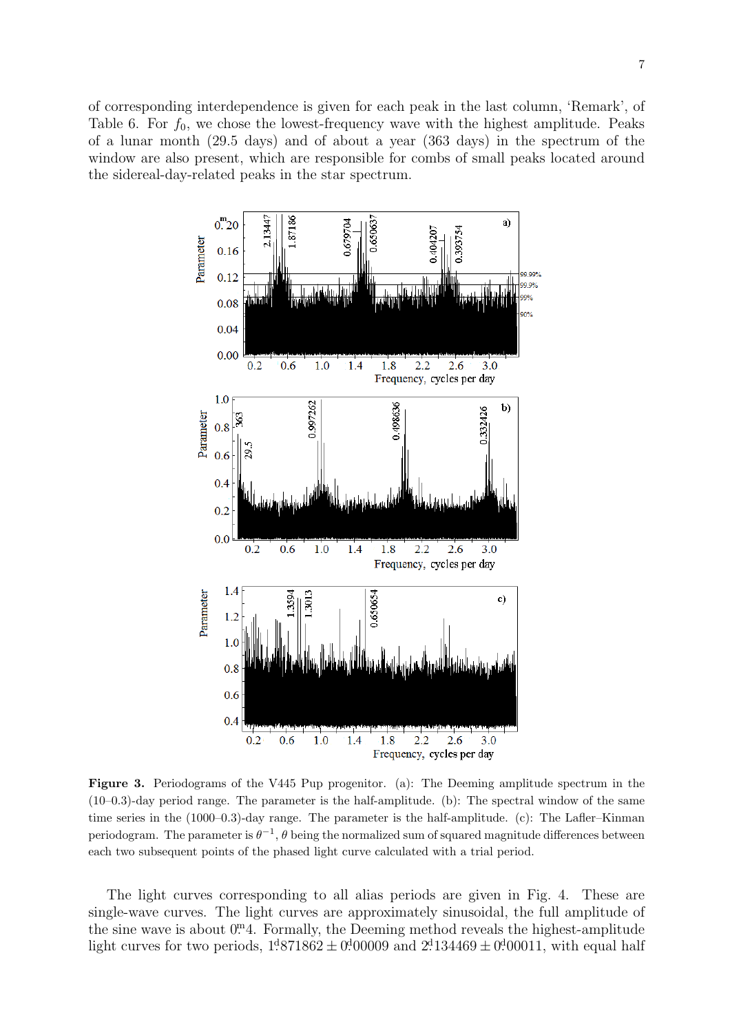of corresponding interdependence is given for each peak in the last column, 'Remark', of Table 6. For $f_0$, we chose the lowest-frequency wave with the highest amplitude. Peaks of a lunar month (29.5 days) and of about a year (363 days) in the spectrum of the window are also present, which are responsible for combs of small peaks located around the sidereal-day-related peaks in the star spectrum.

**Figure 3.** Periodograms of the V445 Pup progenitor. (a): The Deeming amplitude spectrum in the (10–0.3)-day period range. The parameter is the half-amplitude. (b): The spectral window of the same time series in the (1000–0.3)-day range. The parameter is the half-amplitude. (c): The Lafler–Kinman periodogram. The parameter is $\theta^{-1}$, $\theta$ being the normalized sum of squared magnitude differences between each two subsequent points of the phased light curve calculated with a trial period.

The light curves corresponding to all alias periods are given in Fig. 4. These are single-wave curves. The light curves are approximately sinusoidal, the full amplitude of the sine wave is about $0^{\mathrm{m}}.4$. Formally, the Deeming method reveals the highest-amplitude light curves for two periods, $1^{\mathrm{d}}.871862 \pm 0^{\mathrm{d}}.00009$ and $2^{\mathrm{d}}.134469 \pm 0^{\mathrm{d}}.00011$, with equal half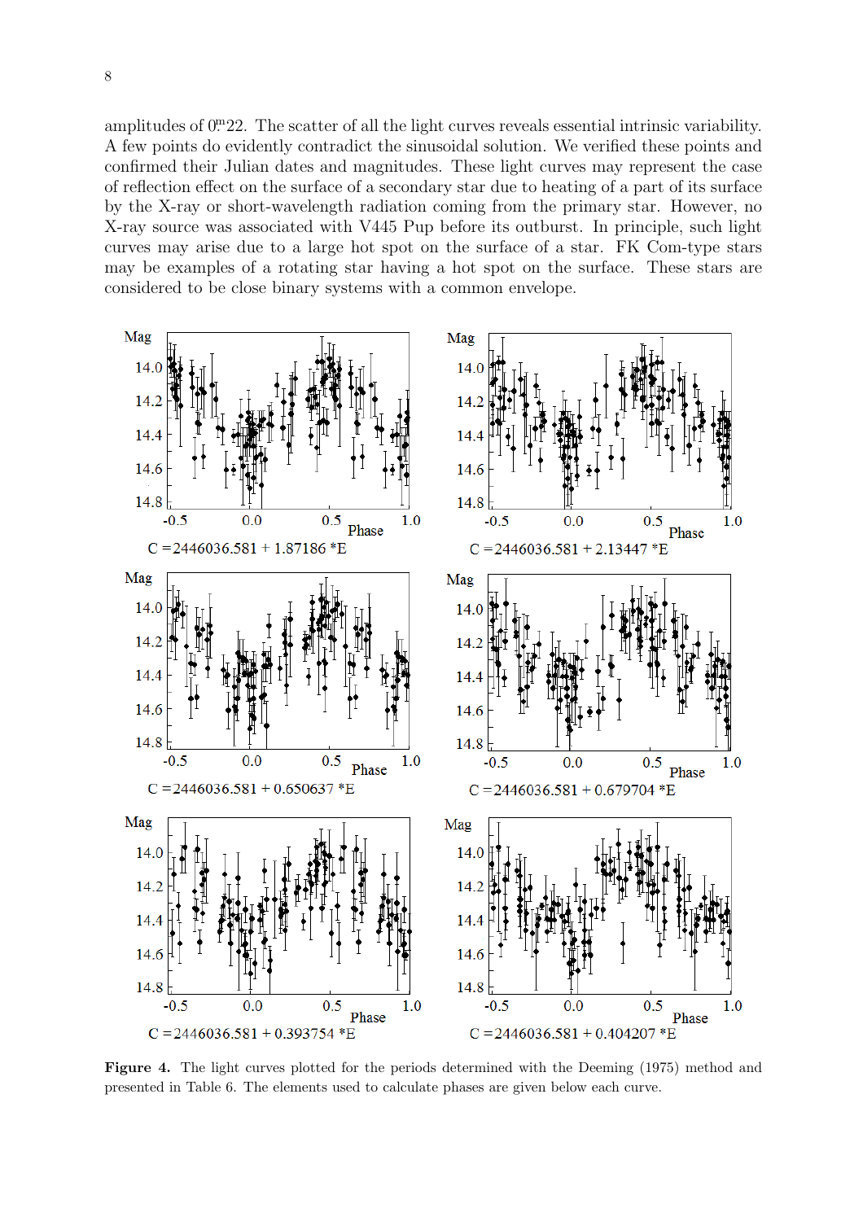amplitudes of $0^m\!.22$. The scatter of all the light curves reveals essential intrinsic variability. A few points do evidently contradict the sinusoidal solution. We verified these points and confirmed their Julian dates and magnitudes. These light curves may represent the case of reflection effect on the surface of a secondary star due to heating of a part of its surface by the X-ray or short-wavelength radiation coming from the primary star. However, no X-ray source was associated with V445 Pup before its outburst. In principle, such light curves may arise due to a large hot spot on the surface of a star. FK Com-type stars may be examples of a rotating star having a hot spot on the surface. These stars are considered to be close binary systems with a common envelope.

C =2446036.581 + 1.87186 *E

C =2446036.581 + 2.13447 *E

C =2446036.581 + 0.650637 *E

C =2446036.581 + 0.679704 *E

C =2446036.581 + 0.393754 *E

C =2446036.581 + 0.404207 *E

**Figure 4.** The light curves plotted for the periods determined with the Deeming (1975) method and presented in Table 6. The elements used to calculate phases are given below each curve.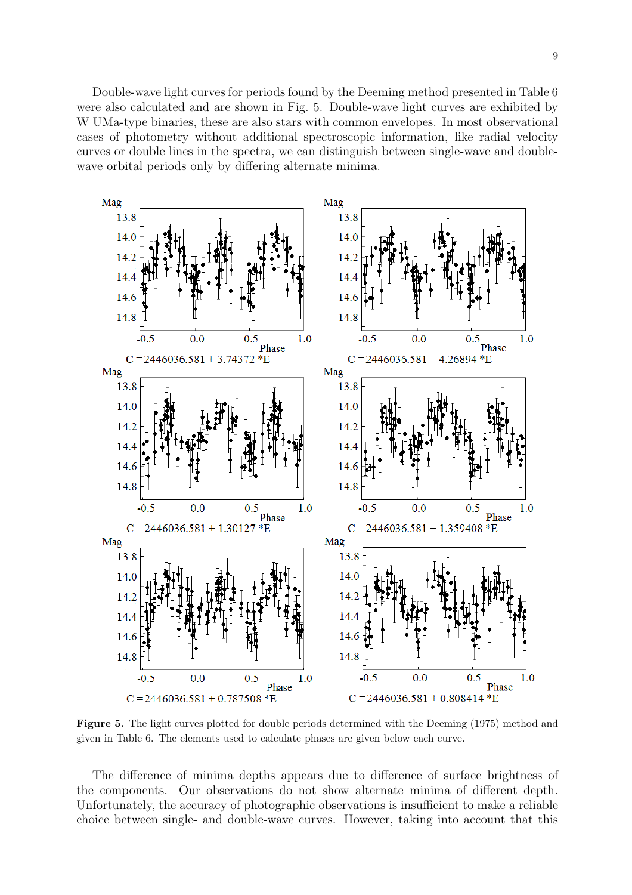Double-wave light curves for periods found by the Deeming method presented in Table 6 were also calculated and are shown in Fig. 5. Double-wave light curves are exhibited by W UMa-type binaries, these are also stars with common envelopes. In most observational cases of photometry without additional spectroscopic information, like radial velocity curves or double lines in the spectra, we can distinguish between single-wave and double-wave orbital periods only by differing alternate minima.

**Figure 5.** The light curves plotted for double periods determined with the Deeming (1975) method and given in Table 6. The elements used to calculate phases are given below each curve.

The difference of minima depths appears due to difference of surface brightness of the components. Our observations do not show alternate minima of different depth. Unfortunately, the accuracy of photographic observations is insufficient to make a reliable choice between single- and double-wave curves. However, taking into account that this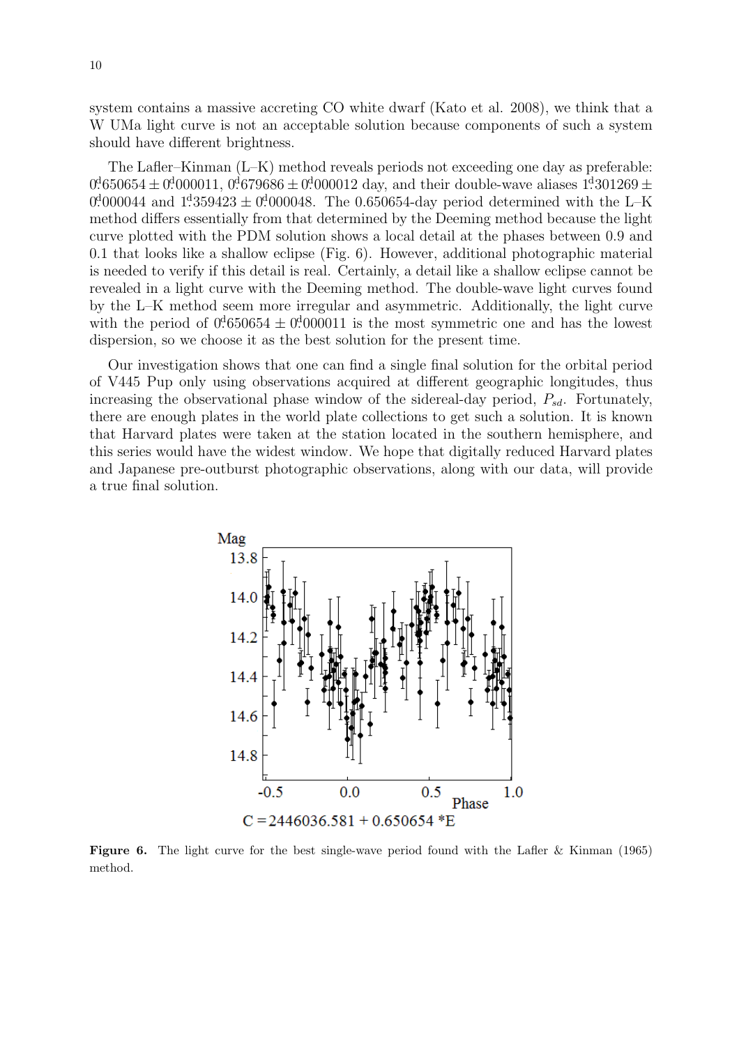system contains a massive accreting CO white dwarf (Kato et al. 2008), we think that a W UMa light curve is not an acceptable solution because components of such a system should have different brightness.

The Lafler–Kinman (L–K) method reveals periods not exceeding one day as preferable: $0^{\rm d}.650654 \pm 0^{\rm d}.000011$, $0^{\rm d}.679686 \pm 0^{\rm d}.000012$ day, and their double-wave aliases $1^{\rm d}.301269 \pm 0^{\rm d}.000044$ and $1^{\rm d}.359423 \pm 0^{\rm d}.000048$. The 0.650654-day period determined with the L–K method differs essentially from that determined by the Deeming method because the light curve plotted with the PDM solution shows a local detail at the phases between 0.9 and 0.1 that looks like a shallow eclipse (Fig. 6). However, additional photographic material is needed to verify if this detail is real. Certainly, a detail like a shallow eclipse cannot be revealed in a light curve with the Deeming method. The double-wave light curves found by the L–K method seem more irregular and asymmetric. Additionally, the light curve with the period of $0^{\rm d}.650654 \pm 0^{\rm d}.000011$ is the most symmetric one and has the lowest dispersion, so we choose it as the best solution for the present time.

Our investigation shows that one can find a single final solution for the orbital period of V445 Pup only using observations acquired at different geographic longitudes, thus increasing the observational phase window of the sidereal-day period, $P_{sd}$. Fortunately, there are enough plates in the world plate collections to get such a solution. It is known that Harvard plates were taken at the station located in the southern hemisphere, and this series would have the widest window. We hope that digitally reduced Harvard plates and Japanese pre-outburst photographic observations, along with our data, will provide a true final solution.

**Figure 6.** The light curve for the best single-wave period found with the Lafler & Kinman (1965) method.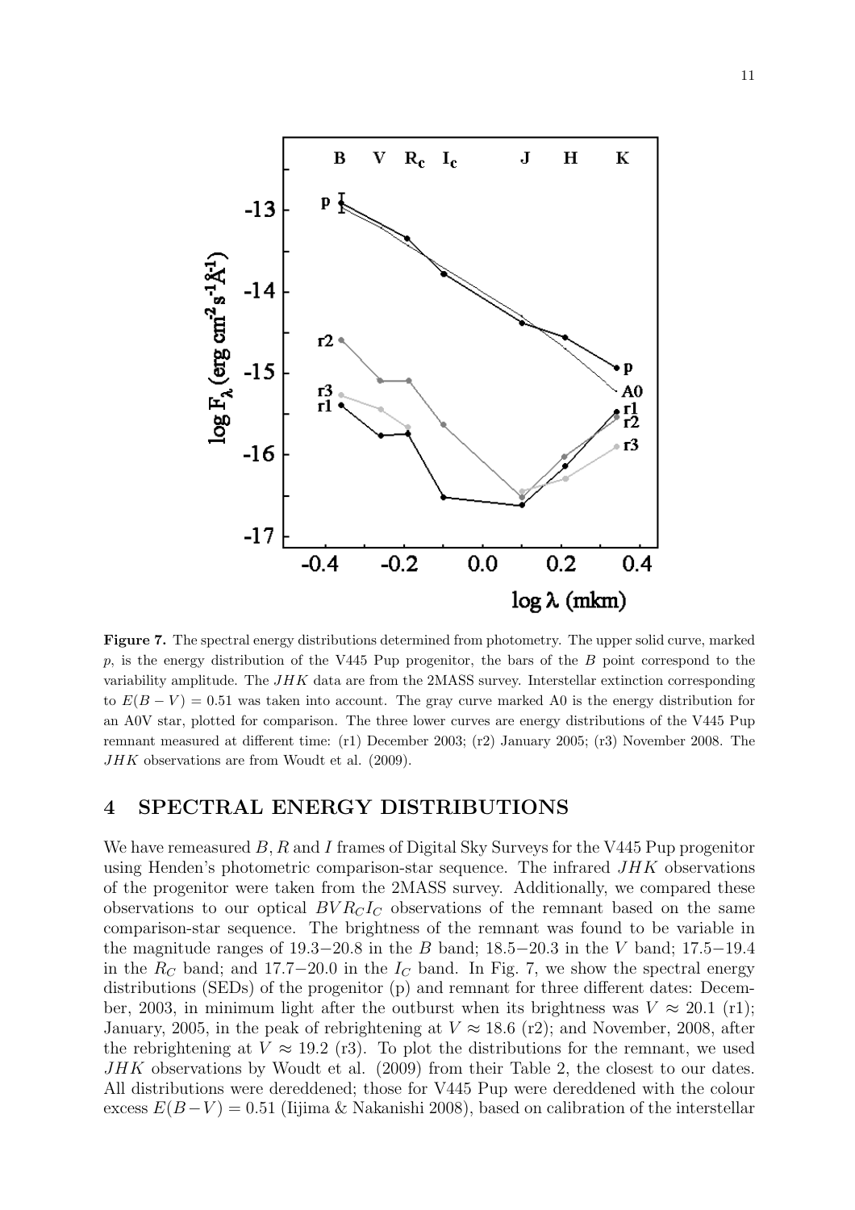**Figure 7.** The spectral energy distributions determined from photometry. The upper solid curve, marked $p$, is the energy distribution of the V445 Pup progenitor, the bars of the $B$ point correspond to the variability amplitude. The $JHK$ data are from the 2MASS survey. Interstellar extinction corresponding to $E(B-V) = 0.51$ was taken into account. The gray curve marked A0 is the energy distribution for an A0V star, plotted for comparison. The three lower curves are energy distributions of the V445 Pup remnant measured at different time: (r1) December 2003; (r2) January 2005; (r3) November 2008. The $JHK$ observations are from Woudt et al. (2009).

## 4 SPECTRAL ENERGY DISTRIBUTIONS

We have remeasured $B$, $R$ and $I$ frames of Digital Sky Surveys for the V445 Pup progenitor using Henden's photometric comparison-star sequence. The infrared $JHK$ observations of the progenitor were taken from the 2MASS survey. Additionally, we compared these observations to our optical $BVR_CI_C$ observations of the remnant based on the same comparison-star sequence. The brightness of the remnant was found to be variable in the magnitude ranges of 19.3−20.8 in the $B$ band; 18.5−20.3 in the $V$ band; 17.5−19.4 in the $R_C$ band; and 17.7−20.0 in the $I_C$ band. In Fig. 7, we show the spectral energy distributions (SEDs) of the progenitor (p) and remnant for three different dates: December, 2003, in minimum light after the outburst when its brightness was $V \approx 20.1$ (r1); January, 2005, in the peak of rebrightening at $V \approx 18.6$ (r2); and November, 2008, after the rebrightening at $V \approx 19.2$ (r3). To plot the distributions for the remnant, we used $JHK$ observations by Woudt et al. (2009) from their Table 2, the closest to our dates. All distributions were dereddened; those for V445 Pup were dereddened with the colour excess $E(B-V) = 0.51$ (Iijima & Nakanishi 2008), based on calibration of the interstellar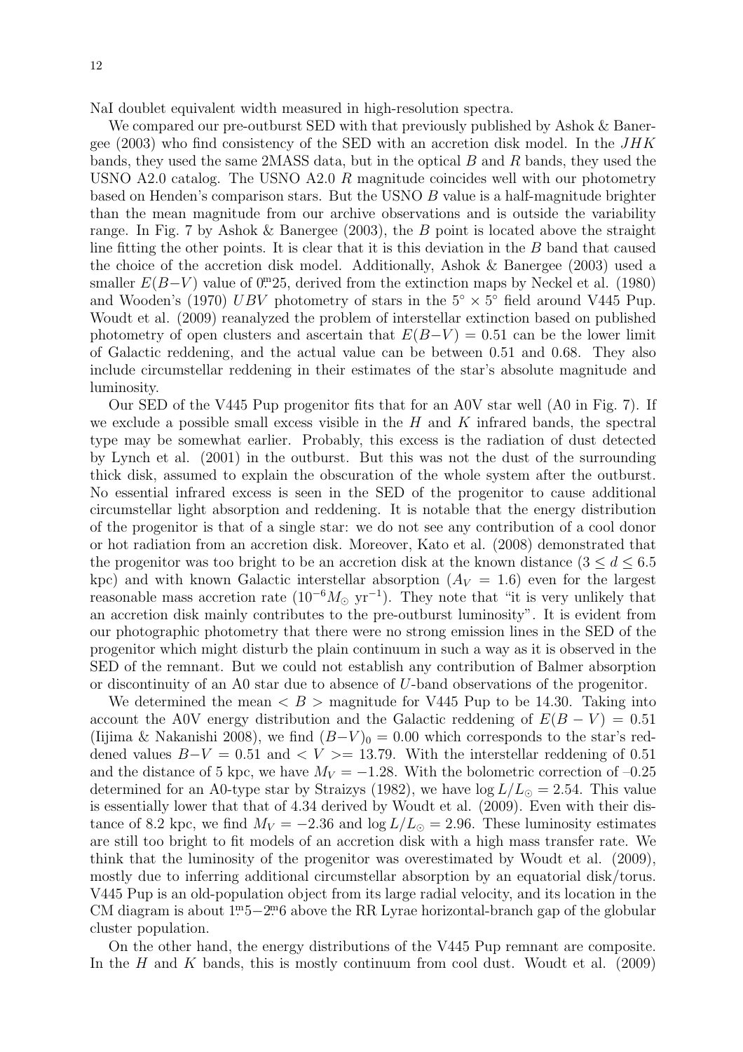NaI doublet equivalent width measured in high-resolution spectra.

We compared our pre-outburst SED with that previously published by Ashok & Banergee (2003) who find consistency of the SED with an accretion disk model. In the $JHK$ bands, they used the same 2MASS data, but in the optical $B$ and $R$ bands, they used the USNO A2.0 catalog. The USNO A2.0 $R$ magnitude coincides well with our photometry based on Henden's comparison stars. But the USNO $B$ value is a half-magnitude brighter than the mean magnitude from our archive observations and is outside the variability range. In Fig. 7 by Ashok & Banergee (2003), the $B$ point is located above the straight line fitting the other points. It is clear that it is this deviation in the $B$ band that caused the choice of the accretion disk model. Additionally, Ashok & Banergee (2003) used a smaller $E(B-V)$ value of $0^{\rm m}_{.}25$, derived from the extinction maps by Neckel et al. (1980) and Wooden's (1970) $UBV$ photometry of stars in the $5^{\circ} \times 5^{\circ}$ field around V445 Pup. Woudt et al. (2009) reanalyzed the problem of interstellar extinction based on published photometry of open clusters and ascertain that $E(B-V) = 0.51$ can be the lower limit of Galactic reddening, and the actual value can be between 0.51 and 0.68. They also include circumstellar reddening in their estimates of the star's absolute magnitude and luminosity.

Our SED of the V445 Pup progenitor fits that for an A0V star well (A0 in Fig. 7). If we exclude a possible small excess visible in the $H$ and $K$ infrared bands, the spectral type may be somewhat earlier. Probably, this excess is the radiation of dust detected by Lynch et al. (2001) in the outburst. But this was not the dust of the surrounding thick disk, assumed to explain the obscuration of the whole system after the outburst. No essential infrared excess is seen in the SED of the progenitor to cause additional circumstellar light absorption and reddening. It is notable that the energy distribution of the progenitor is that of a single star: we do not see any contribution of a cool donor or hot radiation from an accretion disk. Moreover, Kato et al. (2008) demonstrated that the progenitor was too bright to be an accretion disk at the known distance ($3 \leq d \leq 6.5$ kpc) and with known Galactic interstellar absorption ($A_V = 1.6$) even for the largest reasonable mass accretion rate ($10^{-6} M_{\odot}$ yr$^{-1}$). They note that "it is very unlikely that an accretion disk mainly contributes to the pre-outburst luminosity". It is evident from our photographic photometry that there were no strong emission lines in the SED of the progenitor which might disturb the plain continuum in such a way as it is observed in the SED of the remnant. But we could not establish any contribution of Balmer absorption or discontinuity of an A0 star due to absence of $U$-band observations of the progenitor.

We determined the mean $< B >$ magnitude for V445 Pup to be 14.30. Taking into account the A0V energy distribution and the Galactic reddening of $E(B-V) = 0.51$ (Iijima & Nakanishi 2008), we find $(B-V)_0 = 0.00$ which corresponds to the star's reddened values $B-V = 0.51$ and $< V >= 13.79$. With the interstellar reddening of 0.51 and the distance of 5 kpc, we have $M_V = -1.28$. With the bolometric correction of –0.25 determined for an A0-type star by Straizys (1982), we have $\log L/L_{\odot} = 2.54$. This value is essentially lower that that of 4.34 derived by Woudt et al. (2009). Even with their distance of 8.2 kpc, we find $M_V = -2.36$ and $\log L/L_{\odot} = 2.96$. These luminosity estimates are still too bright to fit models of an accretion disk with a high mass transfer rate. We think that the luminosity of the progenitor was overestimated by Woudt et al. (2009), mostly due to inferring additional circumstellar absorption by an equatorial disk/torus. V445 Pup is an old-population object from its large radial velocity, and its location in the CM diagram is about $1^{\rm m}_{.}5-2^{\rm m}_{.}6$ above the RR Lyrae horizontal-branch gap of the globular cluster population.

On the other hand, the energy distributions of the V445 Pup remnant are composite. In the $H$ and $K$ bands, this is mostly continuum from cool dust. Woudt et al. (2009)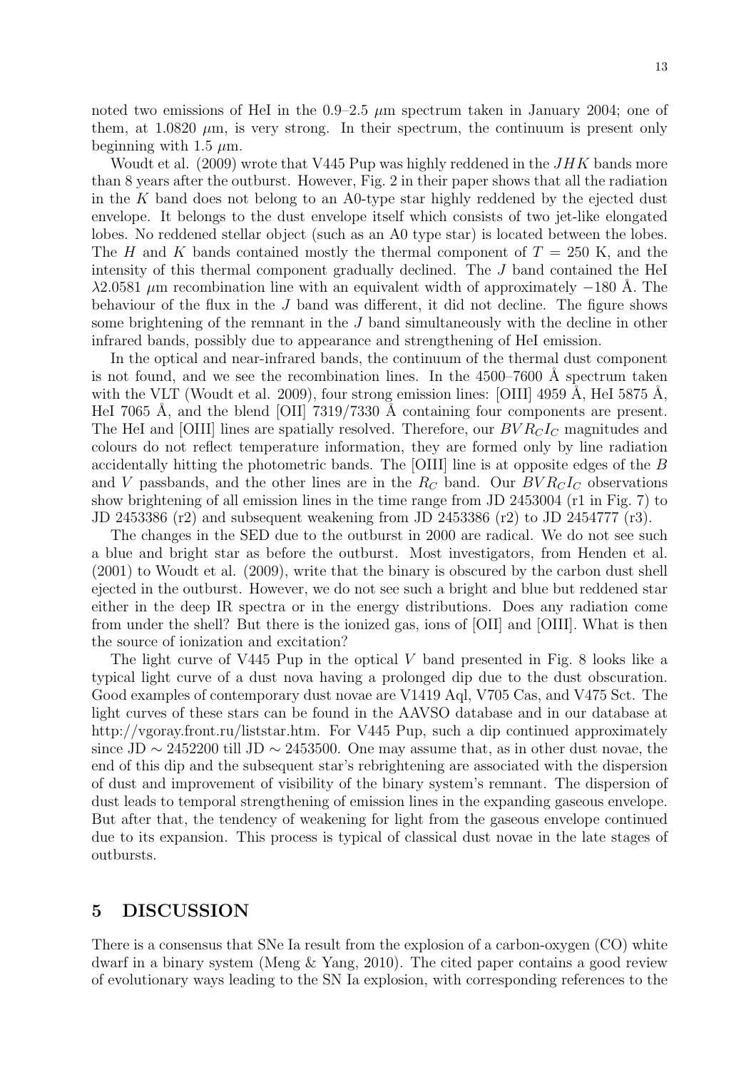noted two emissions of HeI in the 0.9–2.5 $\mu$m spectrum taken in January 2004; one of them, at 1.0820 $\mu$m, is very strong. In their spectrum, the continuum is present only beginning with 1.5 $\mu$m.

Woudt et al. (2009) wrote that V445 Pup was highly reddened in the $JHK$ bands more than 8 years after the outburst. However, Fig. 2 in their paper shows that all the radiation in the $K$ band does not belong to an A0-type star highly reddened by the ejected dust envelope. It belongs to the dust envelope itself which consists of two jet-like elongated lobes. No reddened stellar object (such as an A0 type star) is located between the lobes. The $H$ and $K$ bands contained mostly the thermal component of $T = 250$ K, and the intensity of this thermal component gradually declined. The $J$ band contained the HeI $\lambda 2.0581$ $\mu$m recombination line with an equivalent width of approximately $-180$ Å. The behaviour of the flux in the $J$ band was different, it did not decline. The figure shows some brightening of the remnant in the $J$ band simultaneously with the decline in other infrared bands, possibly due to appearance and strengthening of HeI emission.

In the optical and near-infrared bands, the continuum of the thermal dust component is not found, and we see the recombination lines. In the 4500–7600 Å spectrum taken with the VLT (Woudt et al. 2009), four strong emission lines: [OIII] 4959 Å, HeI 5875 Å, HeI 7065 Å, and the blend [OII] 7319/7330 Å containing four components are present. The HeI and [OIII] lines are spatially resolved. Therefore, our $BVR_CI_C$ magnitudes and colours do not reflect temperature information, they are formed only by line radiation accidentally hitting the photometric bands. The [OIII] line is at opposite edges of the $B$ and $V$ passbands, and the other lines are in the $R_C$ band. Our $BVR_CI_C$ observations show brightening of all emission lines in the time range from JD 2453004 (r1 in Fig. 7) to JD 2453386 (r2) and subsequent weakening from JD 2453386 (r2) to JD 2454777 (r3).

The changes in the SED due to the outburst in 2000 are radical. We do not see such a blue and bright star as before the outburst. Most investigators, from Henden et al. (2001) to Woudt et al. (2009), write that the binary is obscured by the carbon dust shell ejected in the outburst. However, we do not see such a bright and blue but reddened star either in the deep IR spectra or in the energy distributions. Does any radiation come from under the shell? But there is the ionized gas, ions of [OII] and [OIII]. What is then the source of ionization and excitation?

The light curve of V445 Pup in the optical $V$ band presented in Fig. 8 looks like a typical light curve of a dust nova having a prolonged dip due to the dust obscuration. Good examples of contemporary dust novae are V1419 Aql, V705 Cas, and V475 Sct. The light curves of these stars can be found in the AAVSO database and in our database at http://vgoray.front.ru/liststar.htm. For V445 Pup, such a dip continued approximately since JD $\sim 2452200$ till JD $\sim 2453500$. One may assume that, as in other dust novae, the end of this dip and the subsequent star's rebrightening are associated with the dispersion of dust and improvement of visibility of the binary system's remnant. The dispersion of dust leads to temporal strengthening of emission lines in the expanding gaseous envelope. But after that, the tendency of weakening for light from the gaseous envelope continued due to its expansion. This process is typical of classical dust novae in the late stages of outbursts.

## 5 DISCUSSION

There is a consensus that SNe Ia result from the explosion of a carbon-oxygen (CO) white dwarf in a binary system (Meng & Yang, 2010). The cited paper contains a good review of evolutionary ways leading to the SN Ia explosion, with corresponding references to the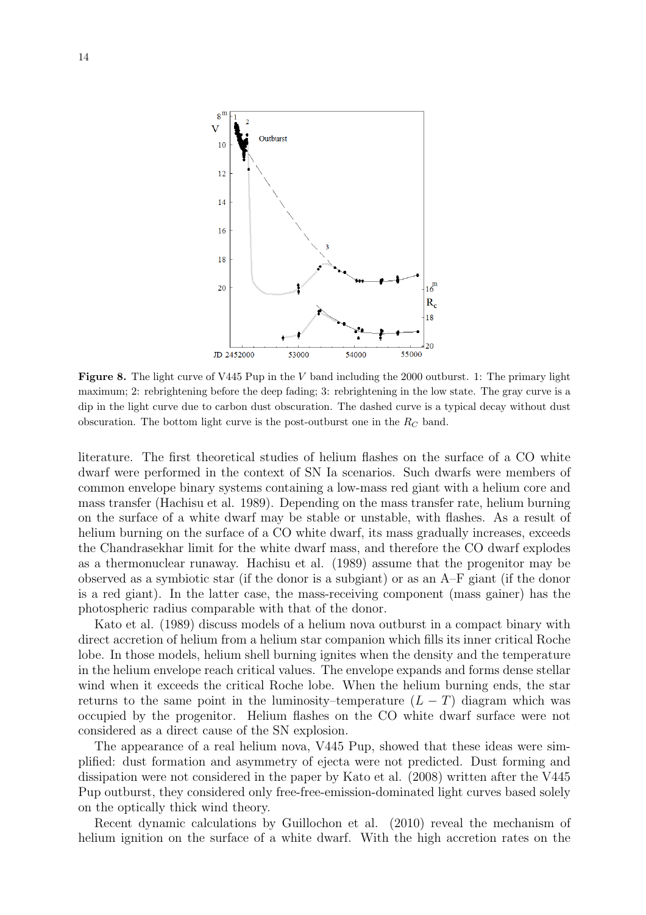**Figure 8.** The light curve of V445 Pup in the $V$ band including the 2000 outburst. 1: The primary light maximum; 2: rebrightening before the deep fading; 3: rebrightening in the low state. The gray curve is a dip in the light curve due to carbon dust obscuration. The dashed curve is a typical decay without dust obscuration. The bottom light curve is the post-outburst one in the $R_C$ band.

literature. The first theoretical studies of helium flashes on the surface of a CO white dwarf were performed in the context of SN Ia scenarios. Such dwarfs were members of common envelope binary systems containing a low-mass red giant with a helium core and mass transfer (Hachisu et al. 1989). Depending on the mass transfer rate, helium burning on the surface of a white dwarf may be stable or unstable, with flashes. As a result of helium burning on the surface of a CO white dwarf, its mass gradually increases, exceeds the Chandrasekhar limit for the white dwarf mass, and therefore the CO dwarf explodes as a thermonuclear runaway. Hachisu et al. (1989) assume that the progenitor may be observed as a symbiotic star (if the donor is a subgiant) or as an A–F giant (if the donor is a red giant). In the latter case, the mass-receiving component (mass gainer) has the photospheric radius comparable with that of the donor.

Kato et al. (1989) discuss models of a helium nova outburst in a compact binary with direct accretion of helium from a helium star companion which fills its inner critical Roche lobe. In those models, helium shell burning ignites when the density and the temperature in the helium envelope reach critical values. The envelope expands and forms dense stellar wind when it exceeds the critical Roche lobe. When the helium burning ends, the star returns to the same point in the luminosity–temperature ($L - T$) diagram which was occupied by the progenitor. Helium flashes on the CO white dwarf surface were not considered as a direct cause of the SN explosion.

The appearance of a real helium nova, V445 Pup, showed that these ideas were simplified: dust formation and asymmetry of ejecta were not predicted. Dust forming and dissipation were not considered in the paper by Kato et al. (2008) written after the V445 Pup outburst, they considered only free-free-emission-dominated light curves based solely on the optically thick wind theory.

Recent dynamic calculations by Guillochon et al. (2010) reveal the mechanism of helium ignition on the surface of a white dwarf. With the high accretion rates on the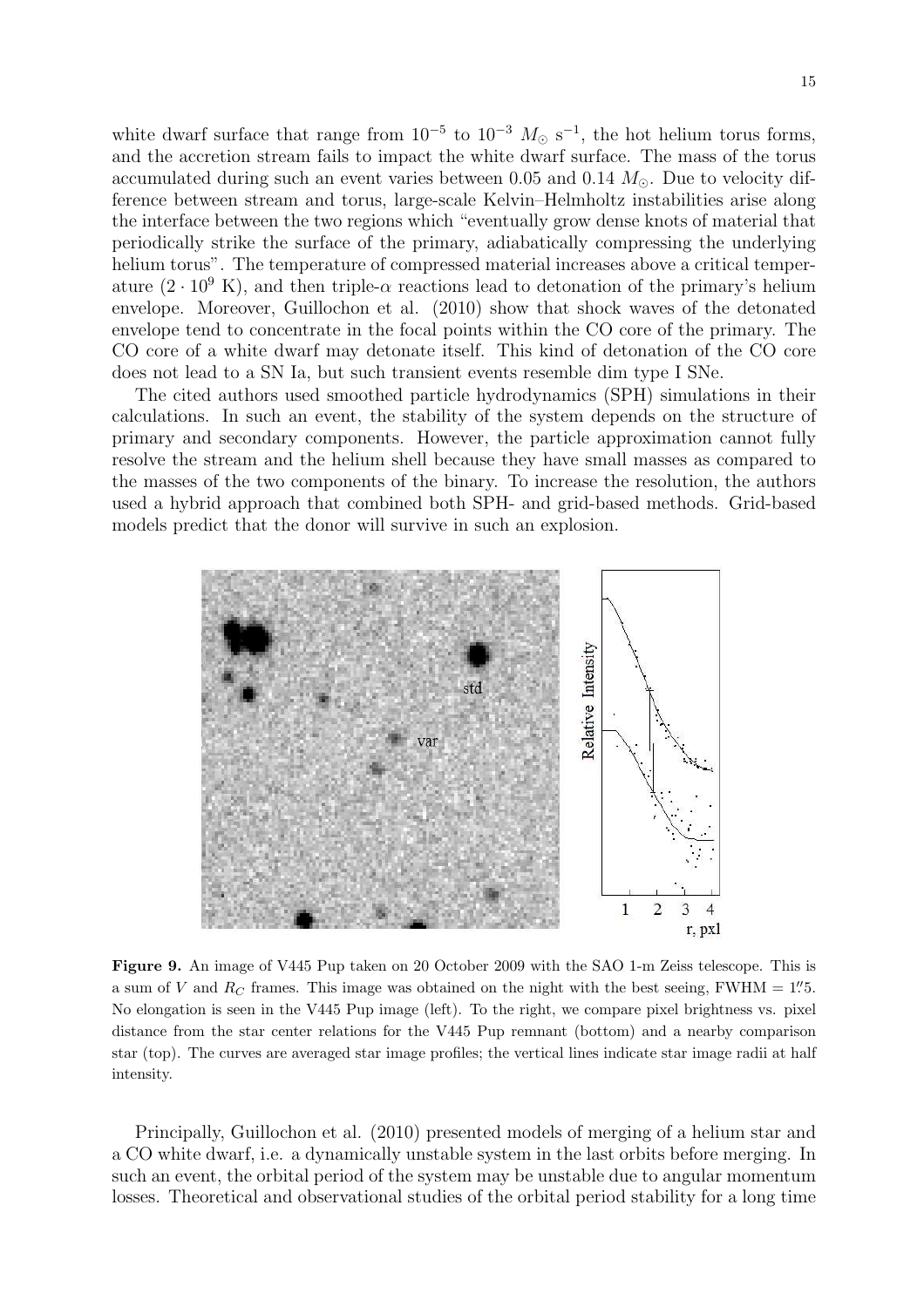white dwarf surface that range from $10^{-5}$ to $10^{-3}$ $M_{\odot}$ s$^{-1}$, the hot helium torus forms, and the accretion stream fails to impact the white dwarf surface. The mass of the torus accumulated during such an event varies between 0.05 and 0.14 $M_{\odot}$. Due to velocity difference between stream and torus, large-scale Kelvin–Helmholtz instabilities arise along the interface between the two regions which "eventually grow dense knots of material that periodically strike the surface of the primary, adiabatically compressing the underlying helium torus". The temperature of compressed material increases above a critical temperature ($2 \cdot 10^{9}$ K), and then triple-$\alpha$ reactions lead to detonation of the primary's helium envelope. Moreover, Guillochon et al. (2010) show that shock waves of the detonated envelope tend to concentrate in the focal points within the CO core of the primary. The CO core of a white dwarf may detonate itself. This kind of detonation of the CO core does not lead to a SN Ia, but such transient events resemble dim type I SNe.

The cited authors used smoothed particle hydrodynamics (SPH) simulations in their calculations. In such an event, the stability of the system depends on the structure of primary and secondary components. However, the particle approximation cannot fully resolve the stream and the helium shell because they have small masses as compared to the masses of the two components of the binary. To increase the resolution, the authors used a hybrid approach that combined both SPH- and grid-based methods. Grid-based models predict that the donor will survive in such an explosion.

**Figure 9.** An image of V445 Pup taken on 20 October 2009 with the SAO 1-m Zeiss telescope. This is a sum of $V$ and $R_C$ frames. This image was obtained on the night with the best seeing, FWHM = 1$''$.5. No elongation is seen in the V445 Pup image (left). To the right, we compare pixel brightness vs. pixel distance from the star center relations for the V445 Pup remnant (bottom) and a nearby comparison star (top). The curves are averaged star image profiles; the vertical lines indicate star image radii at half intensity.

Principally, Guillochon et al. (2010) presented models of merging of a helium star and a CO white dwarf, i.e. a dynamically unstable system in the last orbits before merging. In such an event, the orbital period of the system may be unstable due to angular momentum losses. Theoretical and observational studies of the orbital period stability for a long time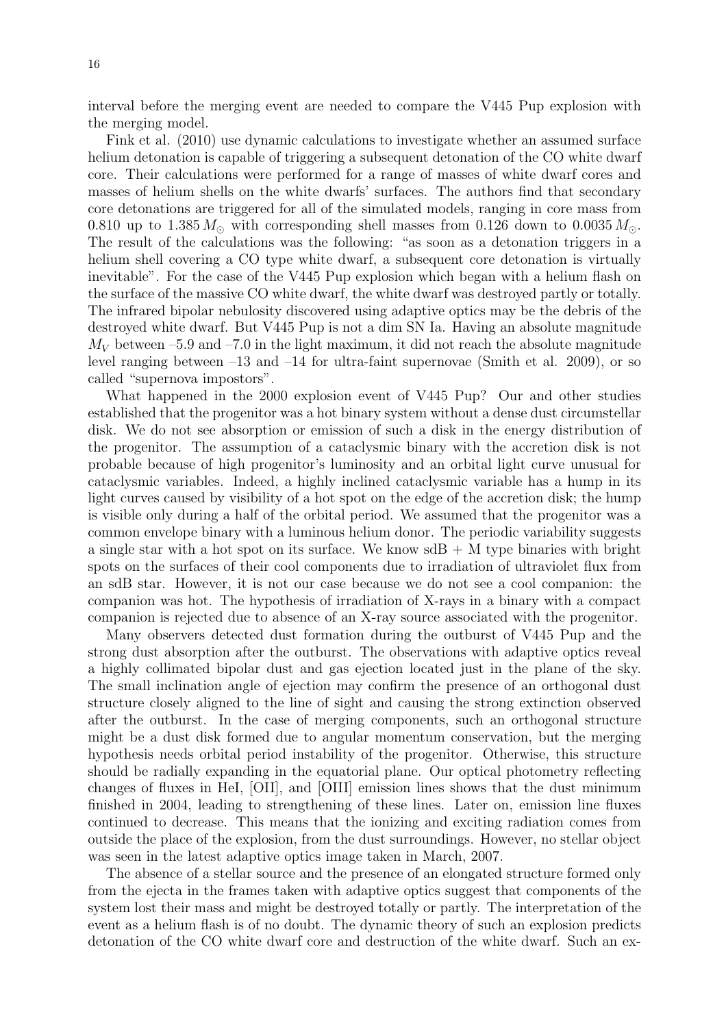interval before the merging event are needed to compare the V445 Pup explosion with the merging model.

Fink et al. (2010) use dynamic calculations to investigate whether an assumed surface helium detonation is capable of triggering a subsequent detonation of the CO white dwarf core. Their calculations were performed for a range of masses of white dwarf cores and masses of helium shells on the white dwarfs' surfaces. The authors find that secondary core detonations are triggered for all of the simulated models, ranging in core mass from 0.810 up to 1.385 $M_{\odot}$ with corresponding shell masses from 0.126 down to 0.0035 $M_{\odot}$. The result of the calculations was the following: "as soon as a detonation triggers in a helium shell covering a CO type white dwarf, a subsequent core detonation is virtually inevitable". For the case of the V445 Pup explosion which began with a helium flash on the surface of the massive CO white dwarf, the white dwarf was destroyed partly or totally. The infrared bipolar nebulosity discovered using adaptive optics may be the debris of the destroyed white dwarf. But V445 Pup is not a dim SN Ia. Having an absolute magnitude $M_V$ between –5.9 and –7.0 in the light maximum, it did not reach the absolute magnitude level ranging between –13 and –14 for ultra-faint supernovae (Smith et al. 2009), or so called "supernova impostors".

What happened in the 2000 explosion event of V445 Pup? Our and other studies established that the progenitor was a hot binary system without a dense dust circumstellar disk. We do not see absorption or emission of such a disk in the energy distribution of the progenitor. The assumption of a cataclysmic binary with the accretion disk is not probable because of high progenitor's luminosity and an orbital light curve unusual for cataclysmic variables. Indeed, a highly inclined cataclysmic variable has a hump in its light curves caused by visibility of a hot spot on the edge of the accretion disk; the hump is visible only during a half of the orbital period. We assumed that the progenitor was a common envelope binary with a luminous helium donor. The periodic variability suggests a single star with a hot spot on its surface. We know sdB + M type binaries with bright spots on the surfaces of their cool components due to irradiation of ultraviolet flux from an sdB star. However, it is not our case because we do not see a cool companion: the companion was hot. The hypothesis of irradiation of X-rays in a binary with a compact companion is rejected due to absence of an X-ray source associated with the progenitor.

Many observers detected dust formation during the outburst of V445 Pup and the strong dust absorption after the outburst. The observations with adaptive optics reveal a highly collimated bipolar dust and gas ejection located just in the plane of the sky. The small inclination angle of ejection may confirm the presence of an orthogonal dust structure closely aligned to the line of sight and causing the strong extinction observed after the outburst. In the case of merging components, such an orthogonal structure might be a dust disk formed due to angular momentum conservation, but the merging hypothesis needs orbital period instability of the progenitor. Otherwise, this structure should be radially expanding in the equatorial plane. Our optical photometry reflecting changes of fluxes in HeI, [OII], and [OIII] emission lines shows that the dust minimum finished in 2004, leading to strengthening of these lines. Later on, emission line fluxes continued to decrease. This means that the ionizing and exciting radiation comes from outside the place of the explosion, from the dust surroundings. However, no stellar object was seen in the latest adaptive optics image taken in March, 2007.

The absence of a stellar source and the presence of an elongated structure formed only from the ejecta in the frames taken with adaptive optics suggest that components of the system lost their mass and might be destroyed totally or partly. The interpretation of the event as a helium flash is of no doubt. The dynamic theory of such an explosion predicts detonation of the CO white dwarf core and destruction of the white dwarf. Such an ex-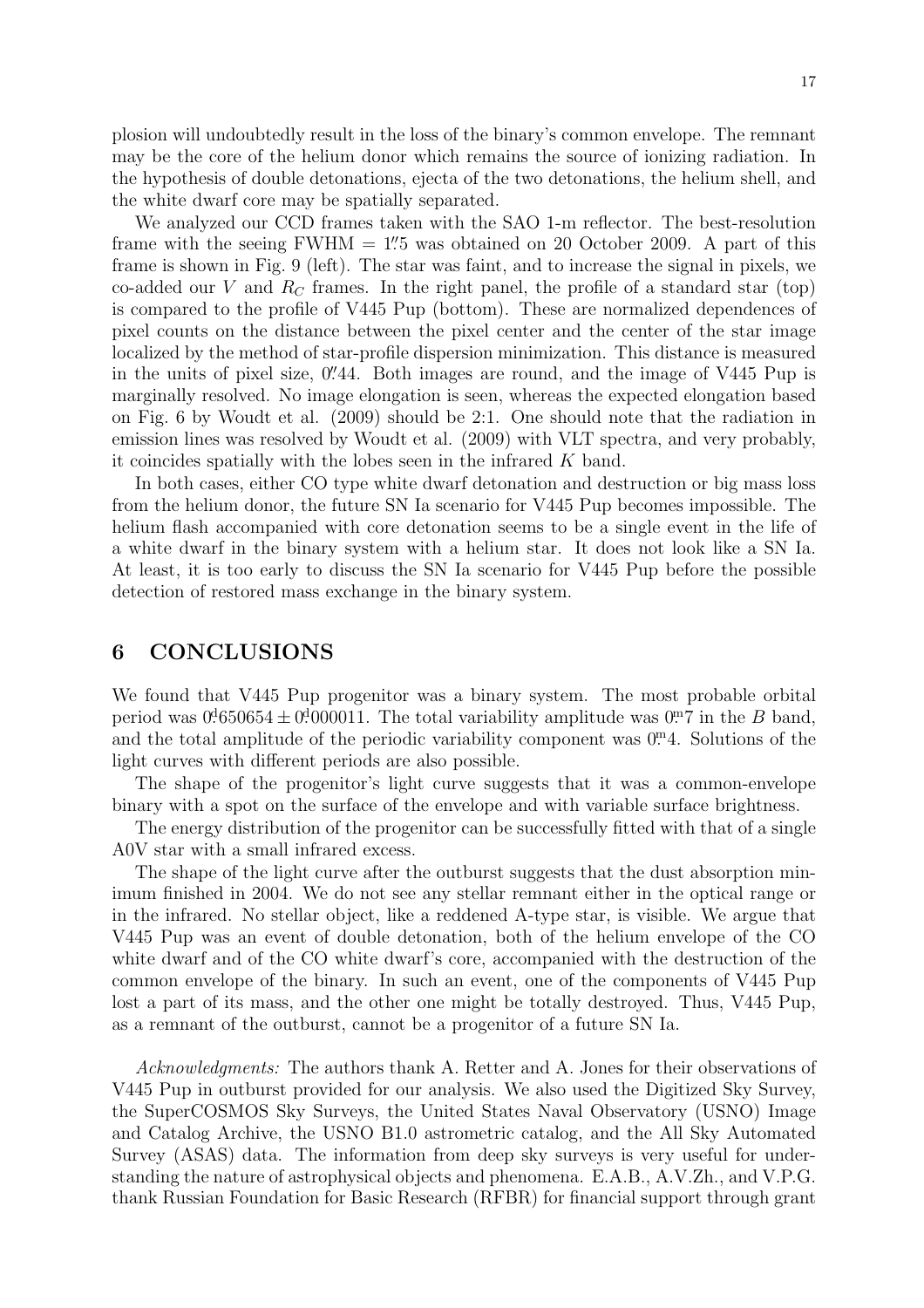plosion will undoubtedly result in the loss of the binary's common envelope. The remnant may be the core of the helium donor which remains the source of ionizing radiation. In the hypothesis of double detonations, ejecta of the two detonations, the helium shell, and the white dwarf core may be spatially separated.

We analyzed our CCD frames taken with the SAO 1-m reflector. The best-resolution frame with the seeing FWHM = $1''\!.5$ was obtained on 20 October 2009. A part of this frame is shown in Fig. 9 (left). The star was faint, and to increase the signal in pixels, we co-added our $V$ and $R_C$ frames. In the right panel, the profile of a standard star (top) is compared to the profile of V445 Pup (bottom). These are normalized dependences of pixel counts on the distance between the pixel center and the center of the star image localized by the method of star-profile dispersion minimization. This distance is measured in the units of pixel size, $0''\!.44$. Both images are round, and the image of V445 Pup is marginally resolved. No image elongation is seen, whereas the expected elongation based on Fig. 6 by Woudt et al. (2009) should be 2:1. One should note that the radiation in emission lines was resolved by Woudt et al. (2009) with VLT spectra, and very probably, it coincides spatially with the lobes seen in the infrared $K$ band.

In both cases, either CO type white dwarf detonation and destruction or big mass loss from the helium donor, the future SN Ia scenario for V445 Pup becomes impossible. The helium flash accompanied with core detonation seems to be a single event in the life of a white dwarf in the binary system with a helium star. It does not look like a SN Ia. At least, it is too early to discuss the SN Ia scenario for V445 Pup before the possible detection of restored mass exchange in the binary system.

## 6 CONCLUSIONS

We found that V445 Pup progenitor was a binary system. The most probable orbital period was $0\overset{d}{.}650654 \pm 0\overset{d}{.}000011$. The total variability amplitude was $0\overset{m}{.}7$ in the $B$ band, and the total amplitude of the periodic variability component was $0\overset{m}{.}4$. Solutions of the light curves with different periods are also possible.

The shape of the progenitor's light curve suggests that it was a common-envelope binary with a spot on the surface of the envelope and with variable surface brightness.

The energy distribution of the progenitor can be successfully fitted with that of a single A0V star with a small infrared excess.

The shape of the light curve after the outburst suggests that the dust absorption minimum finished in 2004. We do not see any stellar remnant either in the optical range or in the infrared. No stellar object, like a reddened A-type star, is visible. We argue that V445 Pup was an event of double detonation, both of the helium envelope of the CO white dwarf and of the CO white dwarf's core, accompanied with the destruction of the common envelope of the binary. In such an event, one of the components of V445 Pup lost a part of its mass, and the other one might be totally destroyed. Thus, V445 Pup, as a remnant of the outburst, cannot be a progenitor of a future SN Ia.

*Acknowledgments:* The authors thank A. Retter and A. Jones for their observations of V445 Pup in outburst provided for our analysis. We also used the Digitized Sky Survey, the SuperCOSMOS Sky Surveys, the United States Naval Observatory (USNO) Image and Catalog Archive, the USNO B1.0 astrometric catalog, and the All Sky Automated Survey (ASAS) data. The information from deep sky surveys is very useful for understanding the nature of astrophysical objects and phenomena. E.A.B., A.V.Zh., and V.P.G. thank Russian Foundation for Basic Research (RFBR) for financial support through grant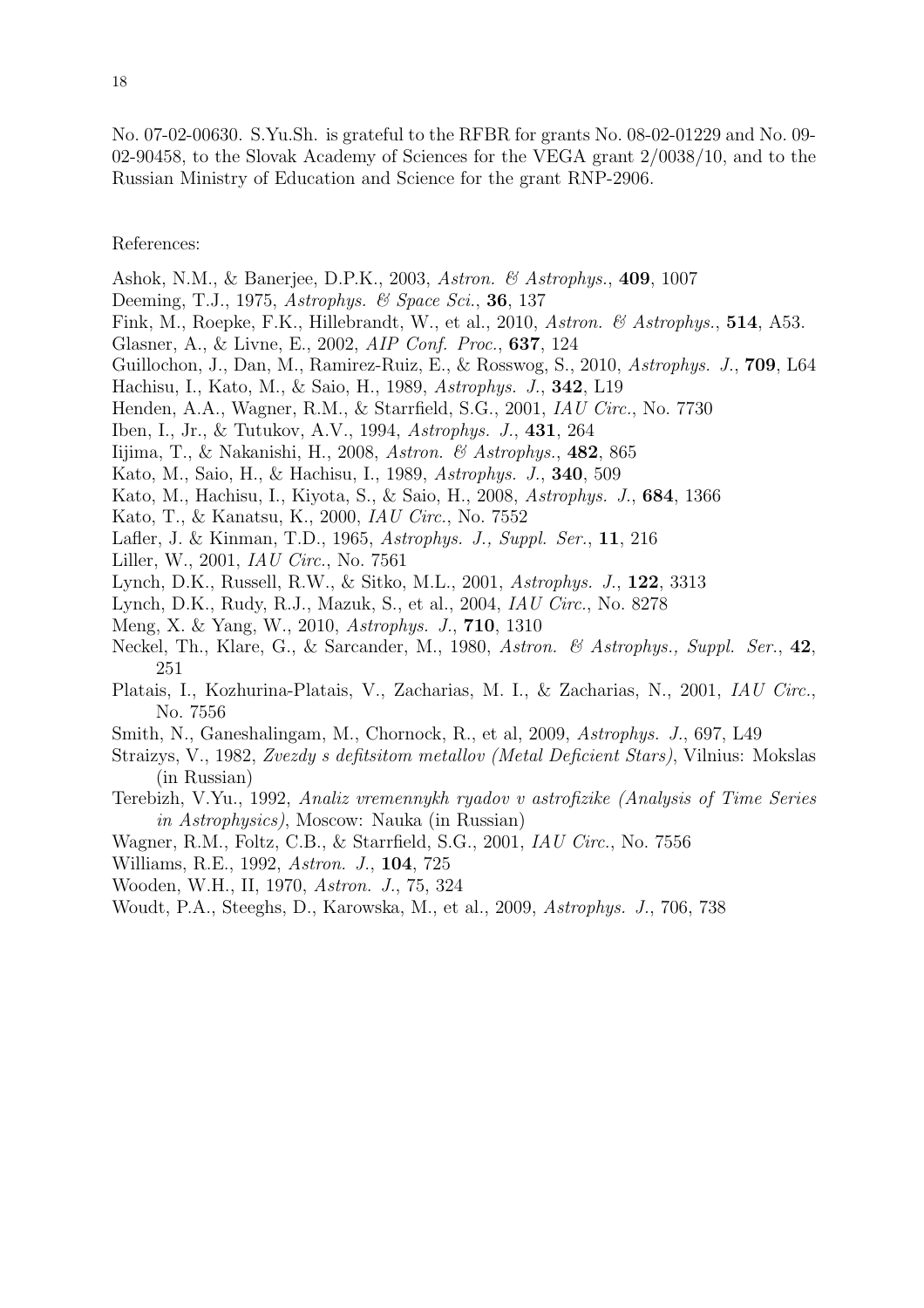No. 07-02-00630. S.Yu.Sh. is grateful to the RFBR for grants No. 08-02-01229 and No. 09-02-90458, to the Slovak Academy of Sciences for the VEGA grant 2/0038/10, and to the Russian Ministry of Education and Science for the grant RNP-2906.

References:

Ashok, N.M., & Banerjee, D.P.K., 2003, *Astron. & Astrophys.*, **409**, 1007

Deeming, T.J., 1975, *Astrophys. & Space Sci.*, **36**, 137

Fink, M., Roepke, F.K., Hillebrandt, W., et al., 2010, *Astron. & Astrophys.*, **514**, A53.

Glasner, A., & Livne, E., 2002, *AIP Conf. Proc.*, **637**, 124

Guillochon, J., Dan, M., Ramirez-Ruiz, E., & Rosswog, S., 2010, *Astrophys. J.*, **709**, L64

Hachisu, I., Kato, M., & Saio, H., 1989, *Astrophys. J.*, **342**, L19

Henden, A.A., Wagner, R.M., & Starrfield, S.G., 2001, *IAU Circ.*, No. 7730

Iben, I., Jr., & Tutukov, A.V., 1994, *Astrophys. J.*, **431**, 264

Iijima, T., & Nakanishi, H., 2008, *Astron. & Astrophys.*, **482**, 865

Kato, M., Saio, H., & Hachisu, I., 1989, *Astrophys. J.*, **340**, 509

Kato, M., Hachisu, I., Kiyota, S., & Saio, H., 2008, *Astrophys. J.*, **684**, 1366

Kato, T., & Kanatsu, K., 2000, *IAU Circ.*, No. 7552

Lafler, J. & Kinman, T.D., 1965, *Astrophys. J., Suppl. Ser.*, **11**, 216

Liller, W., 2001, *IAU Circ.*, No. 7561

Lynch, D.K., Russell, R.W., & Sitko, M.L., 2001, *Astrophys. J.*, **122**, 3313

Lynch, D.K., Rudy, R.J., Mazuk, S., et al., 2004, *IAU Circ.*, No. 8278

Meng, X. & Yang, W., 2010, *Astrophys. J.*, **710**, 1310

Neckel, Th., Klare, G., & Sarcander, M., 1980, *Astron. & Astrophys., Suppl. Ser.*, **42**, 251

Platais, I., Kozhurina-Platais, V., Zacharias, M. I., & Zacharias, N., 2001, *IAU Circ.*, No. 7556

Smith, N., Ganeshalingam, M., Chornock, R., et al, 2009, *Astrophys. J.*, 697, L49

Straizys, V., 1982, *Zvezdy s defitsitom metallov (Metal Deficient Stars)*, Vilnius: Mokslas (in Russian)

Terebizh, V.Yu., 1992, *Analiz vremennykh ryadov v astrofizike (Analysis of Time Series in Astrophysics)*, Moscow: Nauka (in Russian)

Wagner, R.M., Foltz, C.B., & Starrfield, S.G., 2001, *IAU Circ.*, No. 7556

Williams, R.E., 1992, *Astron. J.*, **104**, 725

Wooden, W.H., II, 1970, *Astron. J.*, 75, 324

Woudt, P.A., Steeghs, D., Karowska, M., et al., 2009, *Astrophys. J.*, 706, 738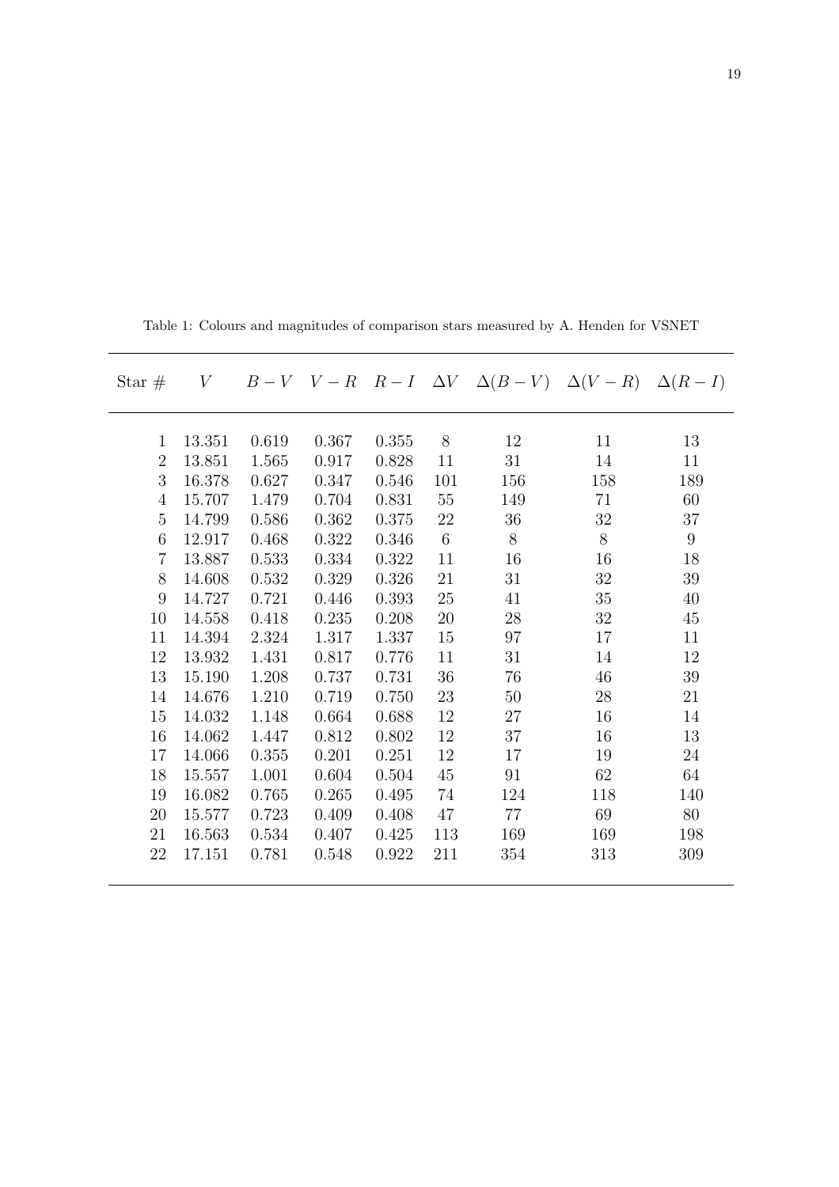Table 1: Colours and magnitudes of comparison stars measured by A. Henden for VSNET

| Star # | $V$ | $B-V$ | $V-R$ | $R-I$ | $\Delta V$ | $\Delta(B-V)$ | $\Delta(V-R)$ | $\Delta(R-I)$ |
|---|---|---|---|---|---|---|---|---|
| 1 | 13.351 | 0.619 | 0.367 | 0.355 | 8 | 12 | 11 | 13 |
| 2 | 13.851 | 1.565 | 0.917 | 0.828 | 11 | 31 | 14 | 11 |
| 3 | 16.378 | 0.627 | 0.347 | 0.546 | 101 | 156 | 158 | 189 |
| 4 | 15.707 | 1.479 | 0.704 | 0.831 | 55 | 149 | 71 | 60 |
| 5 | 14.799 | 0.586 | 0.362 | 0.375 | 22 | 36 | 32 | 37 |
| 6 | 12.917 | 0.468 | 0.322 | 0.346 | 6 | 8 | 8 | 9 |
| 7 | 13.887 | 0.533 | 0.334 | 0.322 | 11 | 16 | 16 | 18 |
| 8 | 14.608 | 0.532 | 0.329 | 0.326 | 21 | 31 | 32 | 39 |
| 9 | 14.727 | 0.721 | 0.446 | 0.393 | 25 | 41 | 35 | 40 |
| 10 | 14.558 | 0.418 | 0.235 | 0.208 | 20 | 28 | 32 | 45 |
| 11 | 14.394 | 2.324 | 1.317 | 1.337 | 15 | 97 | 17 | 11 |
| 12 | 13.932 | 1.431 | 0.817 | 0.776 | 11 | 31 | 14 | 12 |
| 13 | 15.190 | 1.208 | 0.737 | 0.731 | 36 | 76 | 46 | 39 |
| 14 | 14.676 | 1.210 | 0.719 | 0.750 | 23 | 50 | 28 | 21 |
| 15 | 14.032 | 1.148 | 0.664 | 0.688 | 12 | 27 | 16 | 14 |
| 16 | 14.062 | 1.447 | 0.812 | 0.802 | 12 | 37 | 16 | 13 |
| 17 | 14.066 | 0.355 | 0.201 | 0.251 | 12 | 17 | 19 | 24 |
| 18 | 15.557 | 1.001 | 0.604 | 0.504 | 45 | 91 | 62 | 64 |
| 19 | 16.082 | 0.765 | 0.265 | 0.495 | 74 | 124 | 118 | 140 |
| 20 | 15.577 | 0.723 | 0.409 | 0.408 | 47 | 77 | 69 | 80 |
| 21 | 16.563 | 0.534 | 0.407 | 0.425 | 113 | 169 | 169 | 198 |
| 22 | 17.151 | 0.781 | 0.548 | 0.922 | 211 | 354 | 313 | 309 |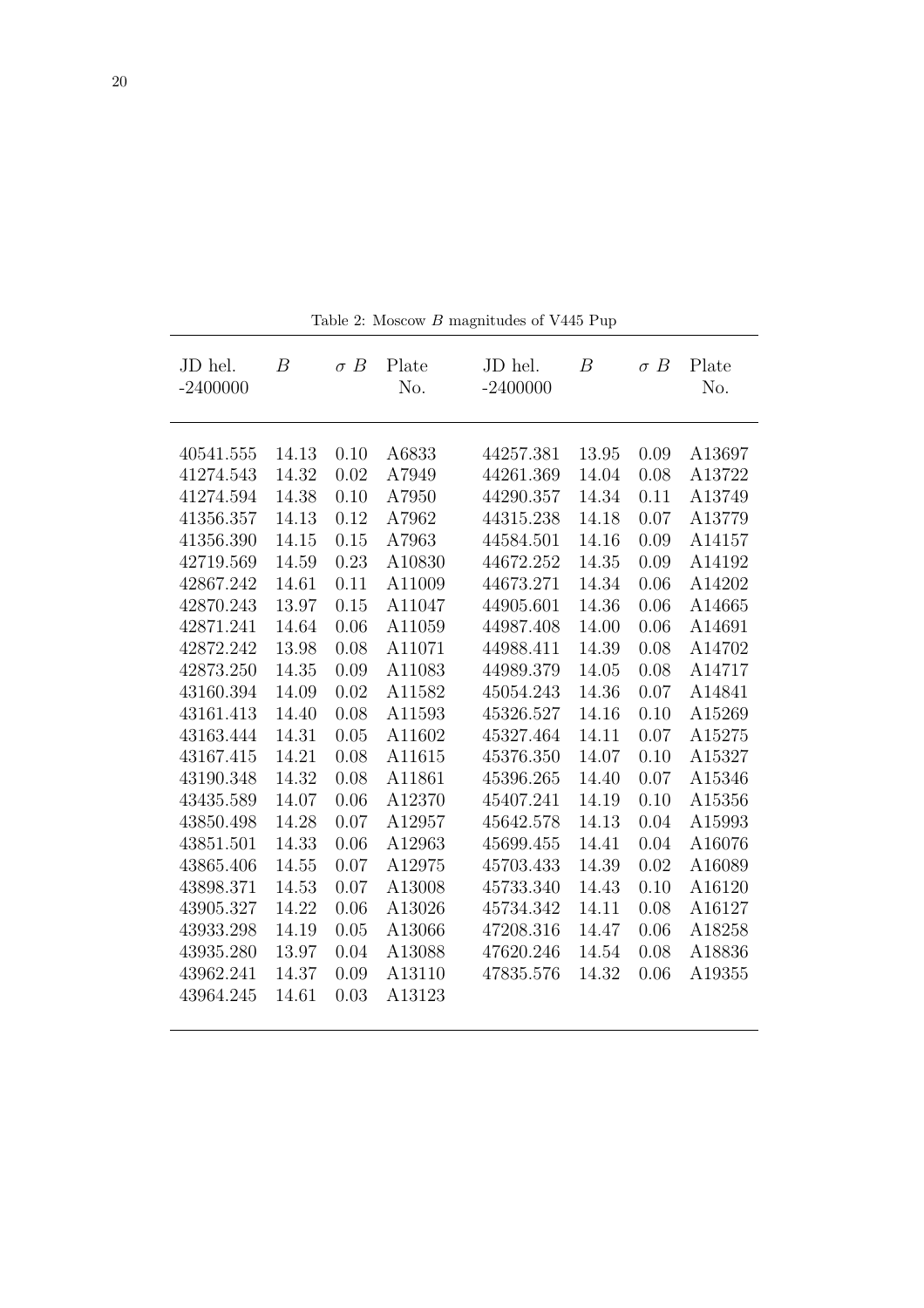Table 2: Moscow $B$ magnitudes of V445 Pup

| JD hel. -2400000 | $B$ | $\sigma$ $B$ | Plate No. | JD hel. -2400000 | $B$ | $\sigma$ $B$ | Plate No. |
|---|---|---|---|---|---|---|---|
| 40541.555 | 14.13 | 0.10 | A6833 | 44257.381 | 13.95 | 0.09 | A13697 |
| 41274.543 | 14.32 | 0.02 | A7949 | 44261.369 | 14.04 | 0.08 | A13722 |
| 41274.594 | 14.38 | 0.10 | A7950 | 44290.357 | 14.34 | 0.11 | A13749 |
| 41356.357 | 14.13 | 0.12 | A7962 | 44315.238 | 14.18 | 0.07 | A13779 |
| 41356.390 | 14.15 | 0.15 | A7963 | 44584.501 | 14.16 | 0.09 | A14157 |
| 42719.569 | 14.59 | 0.23 | A10830 | 44672.252 | 14.35 | 0.09 | A14192 |
| 42867.242 | 14.61 | 0.11 | A11009 | 44673.271 | 14.34 | 0.06 | A14202 |
| 42870.243 | 13.97 | 0.15 | A11047 | 44905.601 | 14.36 | 0.06 | A14665 |
| 42871.241 | 14.64 | 0.06 | A11059 | 44987.408 | 14.00 | 0.06 | A14691 |
| 42872.242 | 13.98 | 0.08 | A11071 | 44988.411 | 14.39 | 0.08 | A14702 |
| 42873.250 | 14.35 | 0.09 | A11083 | 44989.379 | 14.05 | 0.08 | A14717 |
| 43160.394 | 14.09 | 0.02 | A11582 | 45054.243 | 14.36 | 0.07 | A14841 |
| 43161.413 | 14.40 | 0.08 | A11593 | 45326.527 | 14.16 | 0.10 | A15269 |
| 43163.444 | 14.31 | 0.05 | A11602 | 45327.464 | 14.11 | 0.07 | A15275 |
| 43167.415 | 14.21 | 0.08 | A11615 | 45376.350 | 14.07 | 0.10 | A15327 |
| 43190.348 | 14.32 | 0.08 | A11861 | 45396.265 | 14.40 | 0.07 | A15346 |
| 43435.589 | 14.07 | 0.06 | A12370 | 45407.241 | 14.19 | 0.10 | A15356 |
| 43850.498 | 14.28 | 0.07 | A12957 | 45642.578 | 14.13 | 0.04 | A15993 |
| 43851.501 | 14.33 | 0.06 | A12963 | 45699.455 | 14.41 | 0.04 | A16076 |
| 43865.406 | 14.55 | 0.07 | A12975 | 45703.433 | 14.39 | 0.02 | A16089 |
| 43898.371 | 14.53 | 0.07 | A13008 | 45733.340 | 14.43 | 0.10 | A16120 |
| 43905.327 | 14.22 | 0.06 | A13026 | 45734.342 | 14.11 | 0.08 | A16127 |
| 43933.298 | 14.19 | 0.05 | A13066 | 47208.316 | 14.47 | 0.06 | A18258 |
| 43935.280 | 13.97 | 0.04 | A13088 | 47620.246 | 14.54 | 0.08 | A18836 |
| 43962.241 | 14.37 | 0.09 | A13110 | 47835.576 | 14.32 | 0.06 | A19355 |
| 43964.245 | 14.61 | 0.03 | A13123 | | | | |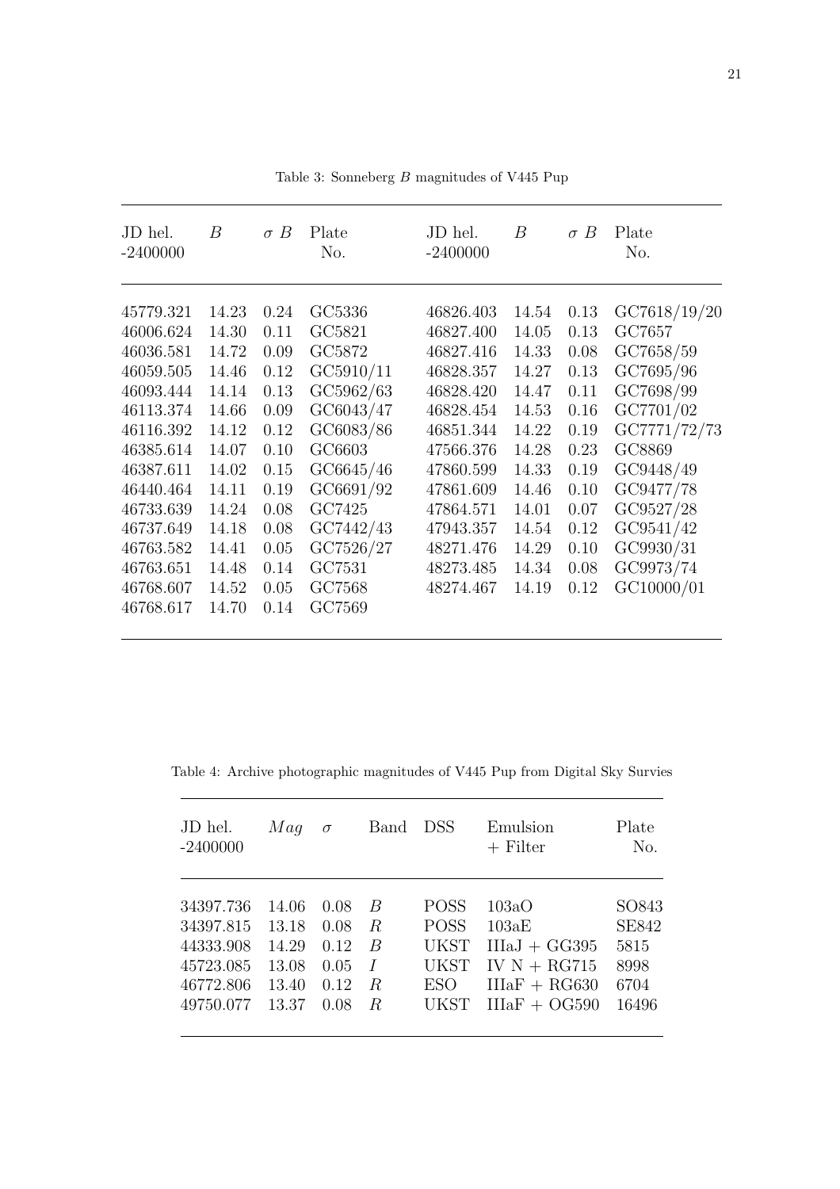Table 3: Sonneberg $B$ magnitudes of V445 Pup

| JD hel. -2400000 | $B$ | $\sigma$ $B$ | Plate No. | JD hel. -2400000 | $B$ | $\sigma$ $B$ | Plate No. |
|---|---|---|---|---|---|---|---|
| 45779.321 | 14.23 | 0.24 | GC5336 | 46826.403 | 14.54 | 0.13 | GC7618/19/20 |
| 46006.624 | 14.30 | 0.11 | GC5821 | 46827.400 | 14.05 | 0.13 | GC7657 |
| 46036.581 | 14.72 | 0.09 | GC5872 | 46827.416 | 14.33 | 0.08 | GC7658/59 |
| 46059.505 | 14.46 | 0.12 | GC5910/11 | 46828.357 | 14.27 | 0.13 | GC7695/96 |
| 46093.444 | 14.14 | 0.13 | GC5962/63 | 46828.420 | 14.47 | 0.11 | GC7698/99 |
| 46113.374 | 14.66 | 0.09 | GC6043/47 | 46828.454 | 14.53 | 0.16 | GC7701/02 |
| 46116.392 | 14.12 | 0.12 | GC6083/86 | 46851.344 | 14.22 | 0.19 | GC7771/72/73 |
| 46385.614 | 14.07 | 0.10 | GC6603 | 47566.376 | 14.28 | 0.23 | GC8869 |
| 46387.611 | 14.02 | 0.15 | GC6645/46 | 47860.599 | 14.33 | 0.19 | GC9448/49 |
| 46440.464 | 14.11 | 0.19 | GC6691/92 | 47861.609 | 14.46 | 0.10 | GC9477/78 |
| 46733.639 | 14.24 | 0.08 | GC7425 | 47864.571 | 14.01 | 0.07 | GC9527/28 |
| 46737.649 | 14.18 | 0.08 | GC7442/43 | 47943.357 | 14.54 | 0.12 | GC9541/42 |
| 46763.582 | 14.41 | 0.05 | GC7526/27 | 48271.476 | 14.29 | 0.10 | GC9930/31 |
| 46763.651 | 14.48 | 0.14 | GC7531 | 48273.485 | 14.34 | 0.08 | GC9973/74 |
| 46768.607 | 14.52 | 0.05 | GC7568 | 48274.467 | 14.19 | 0.12 | GC10000/01 |
| 46768.617 | 14.70 | 0.14 | GC7569 | | | | |

Table 4: Archive photographic magnitudes of V445 Pup from Digital Sky Survies

| JD hel. -2400000 | $Mag$ | $\sigma$ | Band | DSS | Emulsion + Filter | Plate No. |
|---|---|---|---|---|---|---|
| 34397.736 | 14.06 | 0.08 | $B$ | POSS | 103aO | SO843 |
| 34397.815 | 13.18 | 0.08 | $R$ | POSS | 103aE | SE842 |
| 44333.908 | 14.29 | 0.12 | $B$ | UKST | IIIaJ + GG395 | 5815 |
| 45723.085 | 13.08 | 0.05 | $I$ | UKST | IV N + RG715 | 8998 |
| 46772.806 | 13.40 | 0.12 | $R$ | ESO | IIIaF + RG630 | 6704 |
| 49750.077 | 13.37 | 0.08 | $R$ | UKST | IIIaF + OG590 | 16496 |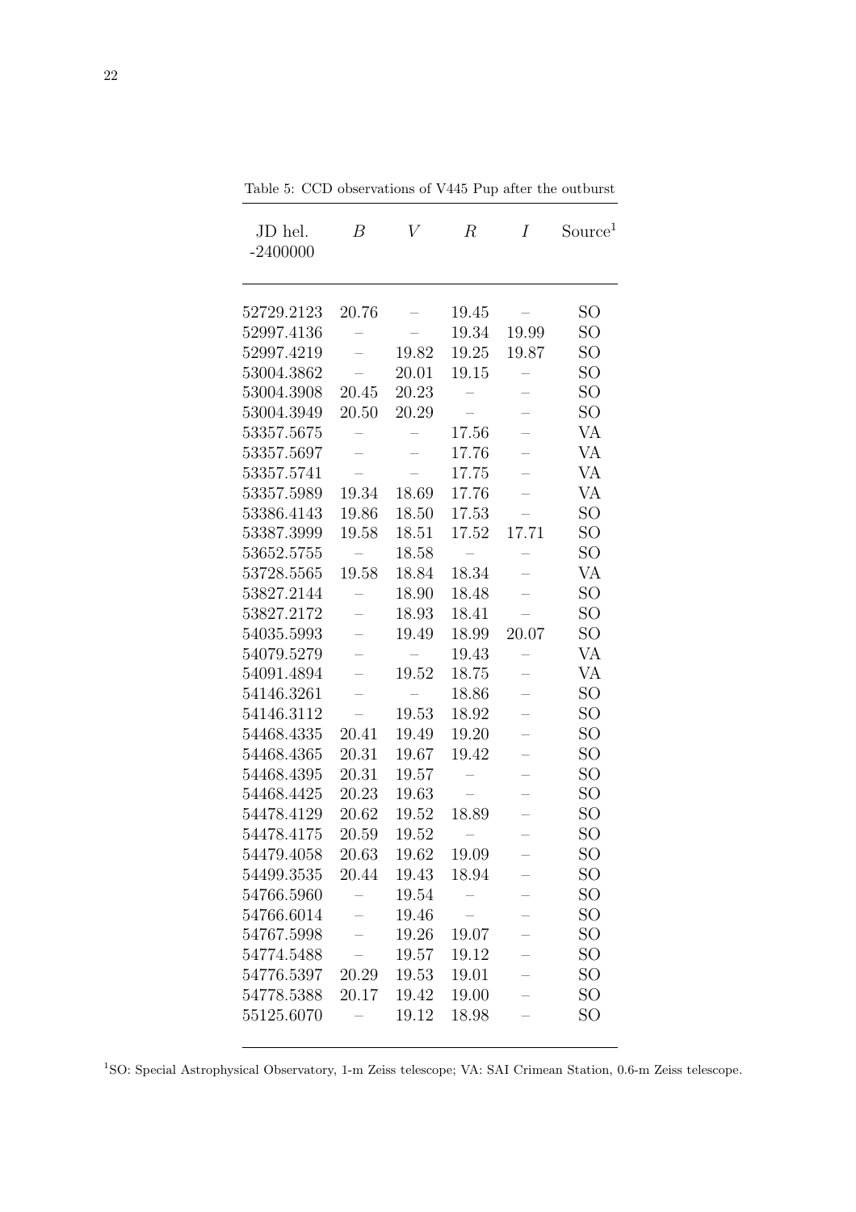Table 5: CCD observations of V445 Pup after the outburst

| JD hel. -2400000 | $B$ | $V$ | $R$ | $I$ | Source[1] |
|---|---|---|---|---|---|
| 52729.2123 | 20.76 | – | 19.45 | – | SO |
| 52997.4136 | – | – | 19.34 | 19.99 | SO |
| 52997.4219 | – | 19.82 | 19.25 | 19.87 | SO |
| 53004.3862 | – | 20.01 | 19.15 | – | SO |
| 53004.3908 | 20.45 | 20.23 | – | – | SO |
| 53004.3949 | 20.50 | 20.29 | – | – | SO |
| 53357.5675 | – | – | 17.56 | – | VA |
| 53357.5697 | – | – | 17.76 | – | VA |
| 53357.5741 | – | – | 17.75 | – | VA |
| 53357.5989 | 19.34 | 18.69 | 17.76 | – | VA |
| 53386.4143 | 19.86 | 18.50 | 17.53 | – | SO |
| 53387.3999 | 19.58 | 18.51 | 17.52 | 17.71 | SO |
| 53652.5755 | – | 18.58 | – | – | SO |
| 53728.5565 | 19.58 | 18.84 | 18.34 | – | VA |
| 53827.2144 | – | 18.90 | 18.48 | – | SO |
| 53827.2172 | – | 18.93 | 18.41 | – | SO |
| 54035.5993 | – | 19.49 | 18.99 | 20.07 | SO |
| 54079.5279 | – | – | 19.43 | – | VA |
| 54091.4894 | – | 19.52 | 18.75 | – | VA |
| 54146.3261 | – | – | 18.86 | – | SO |
| 54146.3112 | – | 19.53 | 18.92 | – | SO |
| 54468.4335 | 20.41 | 19.49 | 19.20 | – | SO |
| 54468.4365 | 20.31 | 19.67 | 19.42 | – | SO |
| 54468.4395 | 20.31 | 19.57 | – | – | SO |
| 54468.4425 | 20.23 | 19.63 | – | – | SO |
| 54478.4129 | 20.62 | 19.52 | 18.89 | – | SO |
| 54478.4175 | 20.59 | 19.52 | – | – | SO |
| 54479.4058 | 20.63 | 19.62 | 19.09 | – | SO |
| 54499.3535 | 20.44 | 19.43 | 18.94 | – | SO |
| 54766.5960 | – | 19.54 | – | – | SO |
| 54766.6014 | – | 19.46 | – | – | SO |
| 54767.5998 | – | 19.26 | 19.07 | – | SO |
| 54774.5488 | – | 19.57 | 19.12 | – | SO |
| 54776.5397 | 20.29 | 19.53 | 19.01 | – | SO |
| 54778.5388 | 20.17 | 19.42 | 19.00 | – | SO |
| 55125.6070 | – | 19.12 | 18.98 | – | SO |

[1] SO: Special Astrophysical Observatory, 1-m Zeiss telescope; VA: SAI Crimean Station, 0.6-m Zeiss telescope.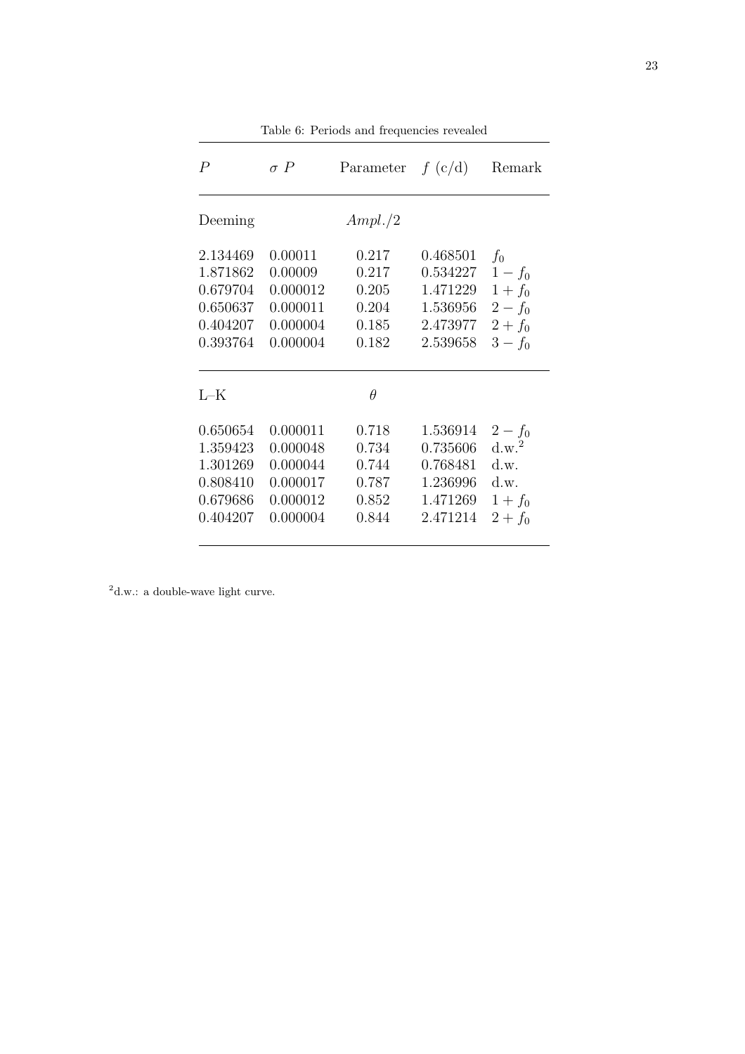Table 6: Periods and frequencies revealed

| $P$ | $\sigma\ P$ | Parameter | $f$ (c/d) | Remark |
|---|---|---|---|---|
| Deeming | | $Ampl./2$ | | |
| 2.134469 | 0.00011 | 0.217 | 0.468501 | $f_0$ |
| 1.871862 | 0.00009 | 0.217 | 0.534227 | $1 - f_0$ |
| 0.679704 | 0.000012 | 0.205 | 1.471229 | $1 + f_0$ |
| 0.650637 | 0.000011 | 0.204 | 1.536956 | $2 - f_0$ |
| 0.404207 | 0.000004 | 0.185 | 2.473977 | $2 + f_0$ |
| 0.393764 | 0.000004 | 0.182 | 2.539658 | $3 - f_0$ |
| L–K | | $\theta$ | | |
| 0.650654 | 0.000011 | 0.718 | 1.536914 | $2 - f_0$ |
| 1.359423 | 0.000048 | 0.734 | 0.735606 | d.w.[2] |
| 1.301269 | 0.000044 | 0.744 | 0.768481 | d.w. |
| 0.808410 | 0.000017 | 0.787 | 1.236996 | d.w. |
| 0.679686 | 0.000012 | 0.852 | 1.471269 | $1 + f_0$ |
| 0.404207 | 0.000004 | 0.844 | 2.471214 | $2 + f_0$ |

[2]d.w.: a double-wave light curve.